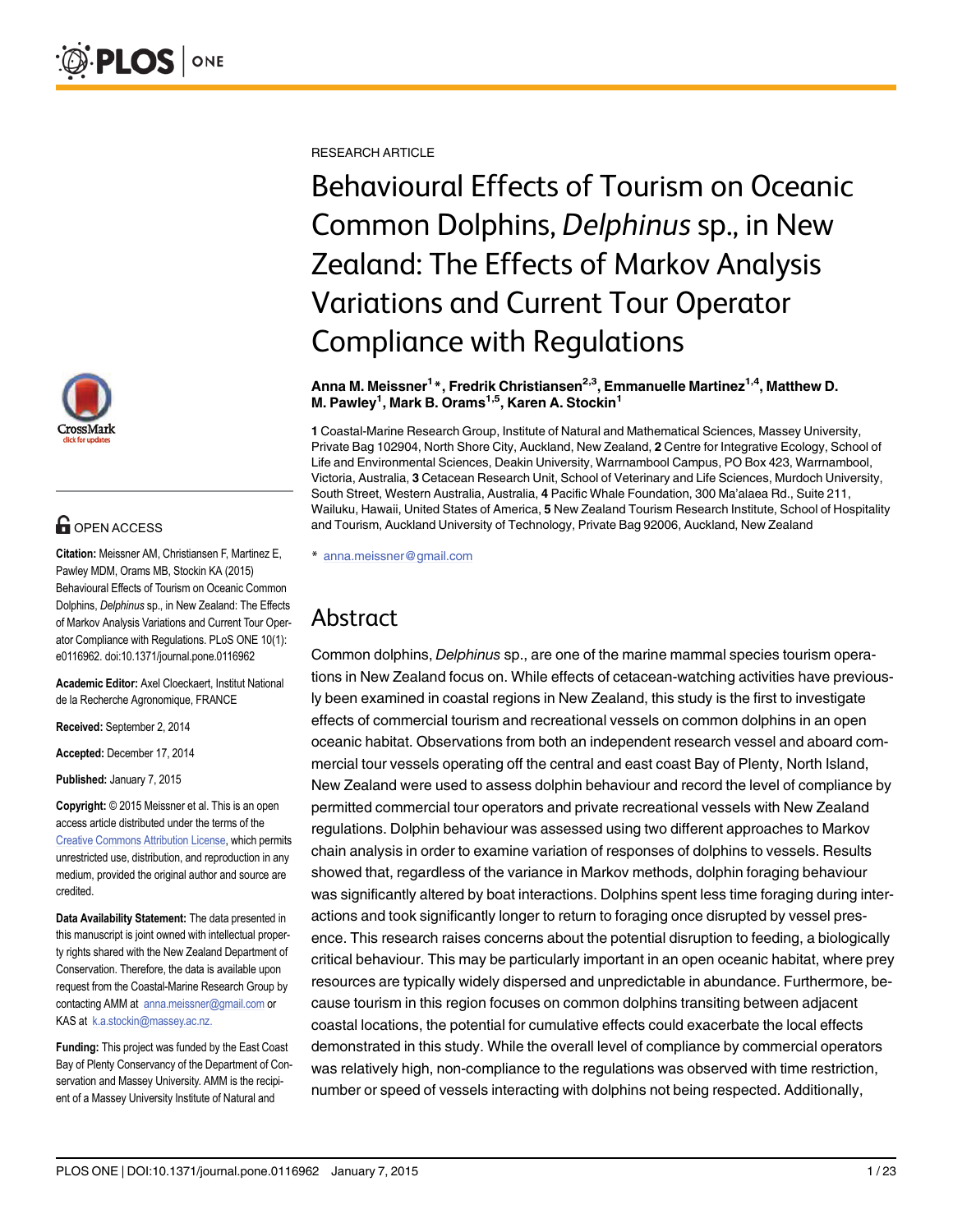RESEARCH ARTICLE

# Behavioural Effects of Tourism on Oceanic Common Dolphins, *Delphinus* sp., in New Zealand: The Effects of Markov Analysis Variations and Current Tour Operator Compliance with Regulations

**Anna M. Meissner[1]*, Fredrik Christiansen[2,3], Emmanuelle Martinez[1,4], Matthew D. M. Pawley[1], Mark B. Orams[1,5], Karen A. Stockin[1]**

**1** Coastal-Marine Research Group, Institute of Natural and Mathematical Sciences, Massey University, Private Bag 102904, North Shore City, Auckland, New Zealand, **2** Centre for Integrative Ecology, School of Life and Environmental Sciences, Deakin University, Warrnambool Campus, PO Box 423, Warrnambool, Victoria, Australia, **3** Cetacean Research Unit, School of Veterinary and Life Sciences, Murdoch University, South Street, Western Australia, Australia, **4** Pacific Whale Foundation, 300 Ma'alaea Rd., Suite 211, Wailuku, Hawaii, United States of America, **5** New Zealand Tourism Research Institute, School of Hospitality and Tourism, Auckland University of Technology, Private Bag 92006, Auckland, New Zealand

* anna.meissner@gmail.com

OPEN ACCESS

**Citation:** Meissner AM, Christiansen F, Martinez E, Pawley MDM, Orams MB, Stockin KA (2015) Behavioural Effects of Tourism on Oceanic Common Dolphins, *Delphinus* sp., in New Zealand: The Effects of Markov Analysis Variations and Current Tour Operator Compliance with Regulations. PLoS ONE 10(1): e0116962. doi:10.1371/journal.pone.0116962

**Academic Editor:** Axel Cloeckaert, Institut National de la Recherche Agronomique, FRANCE

**Received:** September 2, 2014

**Accepted:** December 17, 2014

**Published:** January 7, 2015

**Copyright:** © 2015 Meissner et al. This is an open access article distributed under the terms of the Creative Commons Attribution License, which permits unrestricted use, distribution, and reproduction in any medium, provided the original author and source are credited.

**Data Availability Statement:** The data presented in this manuscript is joint owned with intellectual property rights shared with the New Zealand Department of Conservation. Therefore, the data is available upon request from the Coastal-Marine Research Group by contacting AMM at anna.meissner@gmail.com or KAS at k.a.stockin@massey.ac.nz.

**Funding:** This project was funded by the East Coast Bay of Plenty Conservancy of the Department of Conservation and Massey University. AMM is the recipient of a Massey University Institute of Natural and

## Abstract

Common dolphins, *Delphinus* sp., are one of the marine mammal species tourism operations in New Zealand focus on. While effects of cetacean-watching activities have previously been examined in coastal regions in New Zealand, this study is the first to investigate effects of commercial tourism and recreational vessels on common dolphins in an open oceanic habitat. Observations from both an independent research vessel and aboard commercial tour vessels operating off the central and east coast Bay of Plenty, North Island, New Zealand were used to assess dolphin behaviour and record the level of compliance by permitted commercial tour operators and private recreational vessels with New Zealand regulations. Dolphin behaviour was assessed using two different approaches to Markov chain analysis in order to examine variation of responses of dolphins to vessels. Results showed that, regardless of the variance in Markov methods, dolphin foraging behaviour was significantly altered by boat interactions. Dolphins spent less time foraging during interactions and took significantly longer to return to foraging once disrupted by vessel presence. This research raises concerns about the potential disruption to feeding, a biologically critical behaviour. This may be particularly important in an open oceanic habitat, where prey resources are typically widely dispersed and unpredictable in abundance. Furthermore, because tourism in this region focuses on common dolphins transiting between adjacent coastal locations, the potential for cumulative effects could exacerbate the local effects demonstrated in this study. While the overall level of compliance by commercial operators was relatively high, non-compliance to the regulations was observed with time restriction, number or speed of vessels interacting with dolphins not being respected. Additionally,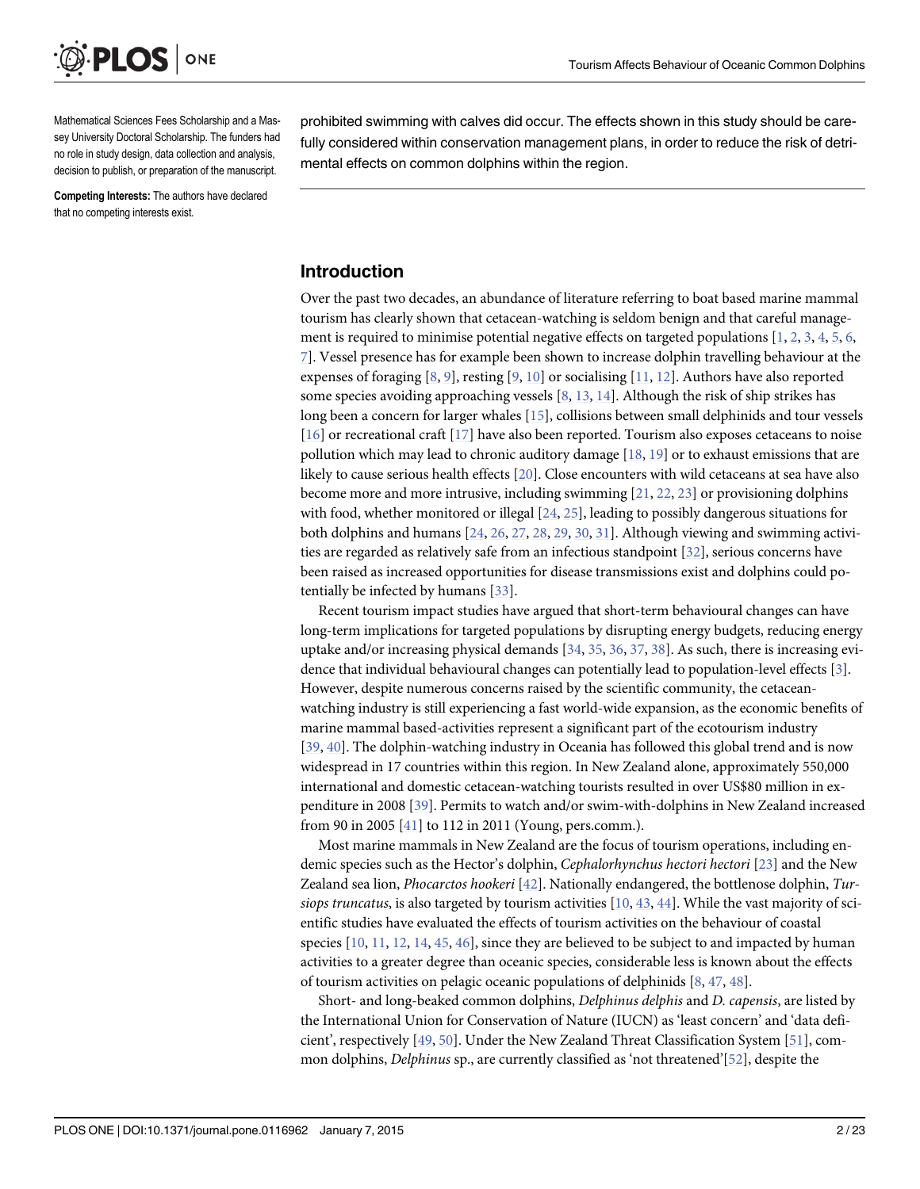Mathematical Sciences Fees Scholarship and a Massey University Doctoral Scholarship. The funders had no role in study design, data collection and analysis, decision to publish, or preparation of the manuscript.

**Competing Interests:** The authors have declared that no competing interests exist.

prohibited swimming with calves did occur. The effects shown in this study should be carefully considered within conservation management plans, in order to reduce the risk of detrimental effects on common dolphins within the region.

## Introduction

Over the past two decades, an abundance of literature referring to boat based marine mammal tourism has clearly shown that cetacean-watching is seldom benign and that careful management is required to minimise potential negative effects on targeted populations [1, 2, 3, 4, 5, 6, 7]. Vessel presence has for example been shown to increase dolphin travelling behaviour at the expenses of foraging [8, 9], resting [9, 10] or socialising [11, 12]. Authors have also reported some species avoiding approaching vessels [8, 13, 14]. Although the risk of ship strikes has long been a concern for larger whales [15], collisions between small delphinids and tour vessels [16] or recreational craft [17] have also been reported. Tourism also exposes cetaceans to noise pollution which may lead to chronic auditory damage [18, 19] or to exhaust emissions that are likely to cause serious health effects [20]. Close encounters with wild cetaceans at sea have also become more and more intrusive, including swimming [21, 22, 23] or provisioning dolphins with food, whether monitored or illegal [24, 25], leading to possibly dangerous situations for both dolphins and humans [24, 26, 27, 28, 29, 30, 31]. Although viewing and swimming activities are regarded as relatively safe from an infectious standpoint [32], serious concerns have been raised as increased opportunities for disease transmissions exist and dolphins could potentially be infected by humans [33].

Recent tourism impact studies have argued that short-term behavioural changes can have long-term implications for targeted populations by disrupting energy budgets, reducing energy uptake and/or increasing physical demands [34, 35, 36, 37, 38]. As such, there is increasing evidence that individual behavioural changes can potentially lead to population-level effects [3]. However, despite numerous concerns raised by the scientific community, the cetacean-watching industry is still experiencing a fast world-wide expansion, as the economic benefits of marine mammal based-activities represent a significant part of the ecotourism industry [39, 40]. The dolphin-watching industry in Oceania has followed this global trend and is now widespread in 17 countries within this region. In New Zealand alone, approximately 550,000 international and domestic cetacean-watching tourists resulted in over US$80 million in expenditure in 2008 [39]. Permits to watch and/or swim-with-dolphins in New Zealand increased from 90 in 2005 [41] to 112 in 2011 (Young, pers.comm.).

Most marine mammals in New Zealand are the focus of tourism operations, including endemic species such as the Hector's dolphin, *Cephalorhynchus hectori hectori* [23] and the New Zealand sea lion, *Phocarctos hookeri* [42]. Nationally endangered, the bottlenose dolphin, *Tursiops truncatus*, is also targeted by tourism activities [10, 43, 44]. While the vast majority of scientific studies have evaluated the effects of tourism activities on the behaviour of coastal species [10, 11, 12, 14, 45, 46], since they are believed to be subject to and impacted by human activities to a greater degree than oceanic species, considerable less is known about the effects of tourism activities on pelagic oceanic populations of delphinids [8, 47, 48].

Short- and long-beaked common dolphins, *Delphinus delphis* and *D. capensis*, are listed by the International Union for Conservation of Nature (IUCN) as 'least concern' and 'data deficient', respectively [49, 50]. Under the New Zealand Threat Classification System [51], common dolphins, *Delphinus* sp., are currently classified as 'not threatened'[52], despite the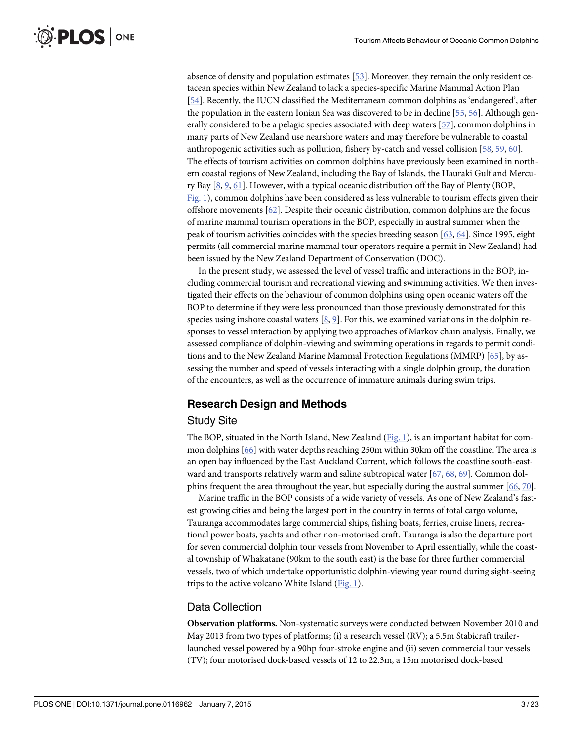absence of density and population estimates [53]. Moreover, they remain the only resident cetacean species within New Zealand to lack a species-specific Marine Mammal Action Plan [54]. Recently, the IUCN classified the Mediterranean common dolphins as 'endangered', after the population in the eastern Ionian Sea was discovered to be in decline [55, 56]. Although generally considered to be a pelagic species associated with deep waters [57], common dolphins in many parts of New Zealand use nearshore waters and may therefore be vulnerable to coastal anthropogenic activities such as pollution, fishery by-catch and vessel collision [58, 59, 60]. The effects of tourism activities on common dolphins have previously been examined in northern coastal regions of New Zealand, including the Bay of Islands, the Hauraki Gulf and Mercury Bay [8, 9, 61]. However, with a typical oceanic distribution off the Bay of Plenty (BOP, Fig. 1), common dolphins have been considered as less vulnerable to tourism effects given their offshore movements [62]. Despite their oceanic distribution, common dolphins are the focus of marine mammal tourism operations in the BOP, especially in austral summer when the peak of tourism activities coincides with the species breeding season [63, 64]. Since 1995, eight permits (all commercial marine mammal tour operators require a permit in New Zealand) had been issued by the New Zealand Department of Conservation (DOC).

In the present study, we assessed the level of vessel traffic and interactions in the BOP, including commercial tourism and recreational viewing and swimming activities. We then investigated their effects on the behaviour of common dolphins using open oceanic waters off the BOP to determine if they were less pronounced than those previously demonstrated for this species using inshore coastal waters [8, 9]. For this, we examined variations in the dolphin responses to vessel interaction by applying two approaches of Markov chain analysis. Finally, we assessed compliance of dolphin-viewing and swimming operations in regards to permit conditions and to the New Zealand Marine Mammal Protection Regulations (MMRP) [65], by assessing the number and speed of vessels interacting with a single dolphin group, the duration of the encounters, as well as the occurrence of immature animals during swim trips.

## Research Design and Methods

### Study Site

The BOP, situated in the North Island, New Zealand (Fig. 1), is an important habitat for common dolphins [66] with water depths reaching 250m within 30km off the coastline. The area is an open bay influenced by the East Auckland Current, which follows the coastline south-eastward and transports relatively warm and saline subtropical water [67, 68, 69]. Common dolphins frequent the area throughout the year, but especially during the austral summer [66, 70].

Marine traffic in the BOP consists of a wide variety of vessels. As one of New Zealand's fastest growing cities and being the largest port in the country in terms of total cargo volume, Tauranga accommodates large commercial ships, fishing boats, ferries, cruise liners, recreational power boats, yachts and other non-motorised craft. Tauranga is also the departure port for seven commercial dolphin tour vessels from November to April essentially, while the coastal township of Whakatane (90km to the south east) is the base for three further commercial vessels, two of which undertake opportunistic dolphin-viewing year round during sight-seeing trips to the active volcano White Island (Fig. 1).

### Data Collection

**Observation platforms.** Non-systematic surveys were conducted between November 2010 and May 2013 from two types of platforms; (i) a research vessel (RV); a 5.5m Stabicraft trailer-launched vessel powered by a 90hp four-stroke engine and (ii) seven commercial tour vessels (TV); four motorised dock-based vessels of 12 to 22.3m, a 15m motorised dock-based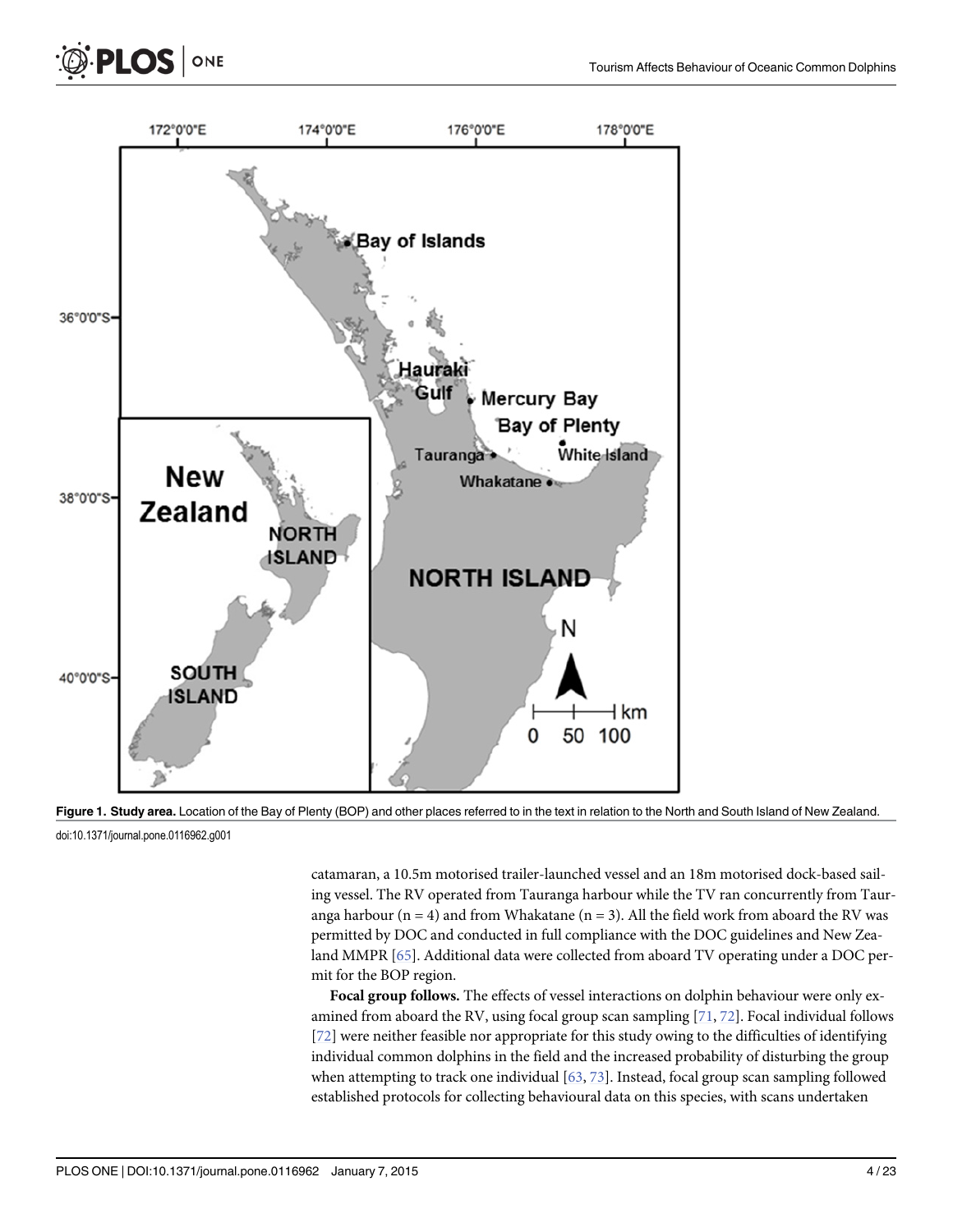**Figure 1. Study area.** Location of the Bay of Plenty (BOP) and other places referred to in the text in relation to the North and South Island of New Zealand.

doi:10.1371/journal.pone.0116962.g001

catamaran, a 10.5m motorised trailer-launched vessel and an 18m motorised dock-based sailing vessel. The RV operated from Tauranga harbour while the TV ran concurrently from Tauranga harbour (n = 4) and from Whakatane (n = 3). All the field work from aboard the RV was permitted by DOC and conducted in full compliance with the DOC guidelines and New Zealand MMPR [65]. Additional data were collected from aboard TV operating under a DOC permit for the BOP region.

**Focal group follows.** The effects of vessel interactions on dolphin behaviour were only examined from aboard the RV, using focal group scan sampling [71, 72]. Focal individual follows [72] were neither feasible nor appropriate for this study owing to the difficulties of identifying individual common dolphins in the field and the increased probability of disturbing the group when attempting to track one individual [63, 73]. Instead, focal group scan sampling followed established protocols for collecting behavioural data on this species, with scans undertaken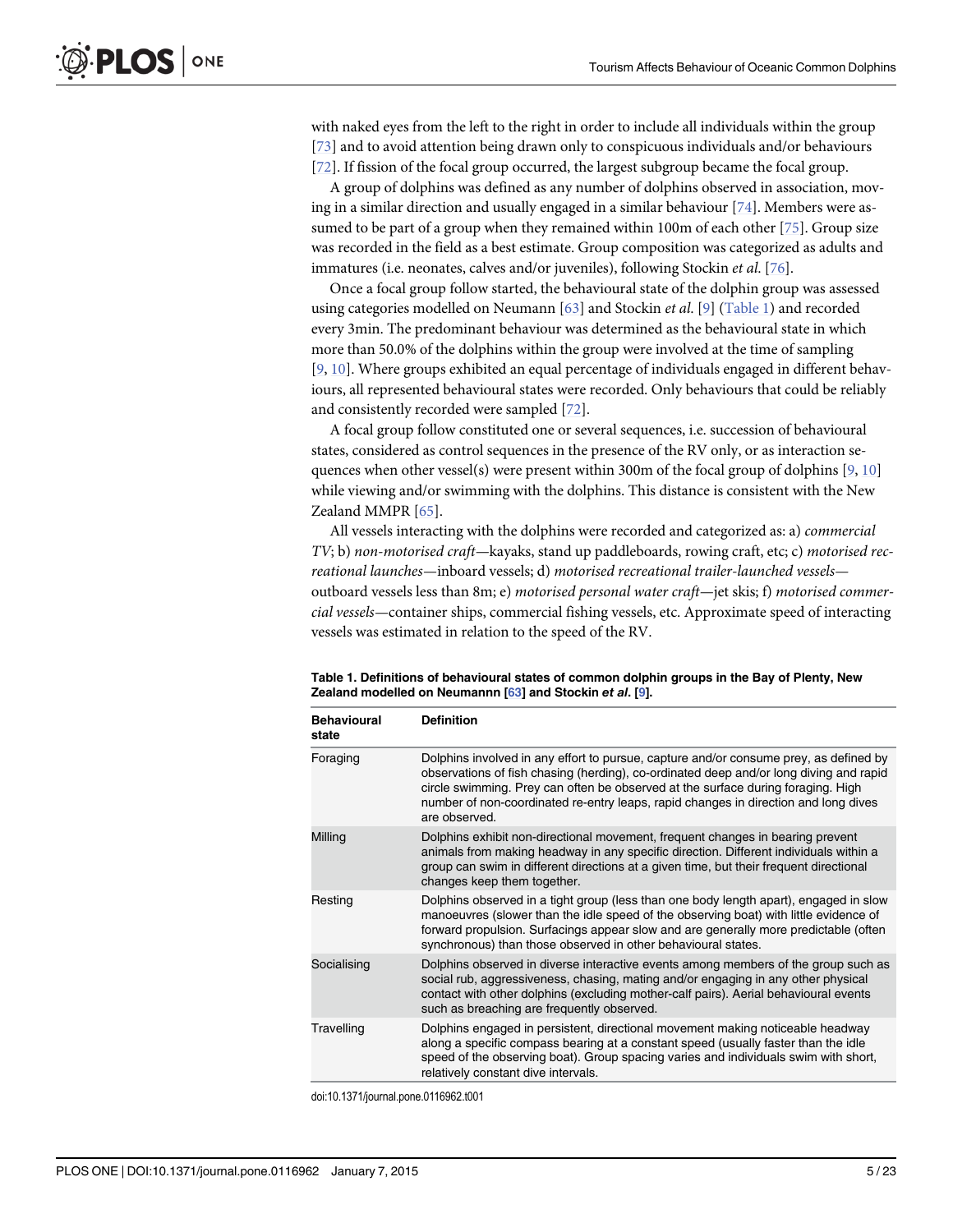with naked eyes from the left to the right in order to include all individuals within the group [73] and to avoid attention being drawn only to conspicuous individuals and/or behaviours [72]. If fission of the focal group occurred, the largest subgroup became the focal group.

A group of dolphins was defined as any number of dolphins observed in association, moving in a similar direction and usually engaged in a similar behaviour [74]. Members were assumed to be part of a group when they remained within 100m of each other [75]. Group size was recorded in the field as a best estimate. Group composition was categorized as adults and immatures (i.e. neonates, calves and/or juveniles), following Stockin *et al.* [76].

Once a focal group follow started, the behavioural state of the dolphin group was assessed using categories modelled on Neumann [63] and Stockin *et al.* [9] (Table 1) and recorded every 3min. The predominant behaviour was determined as the behavioural state in which more than 50.0% of the dolphins within the group were involved at the time of sampling [9, 10]. Where groups exhibited an equal percentage of individuals engaged in different behaviours, all represented behavioural states were recorded. Only behaviours that could be reliably and consistently recorded were sampled [72].

A focal group follow constituted one or several sequences, i.e. succession of behavioural states, considered as control sequences in the presence of the RV only, or as interaction sequences when other vessel(s) were present within 300m of the focal group of dolphins [9, 10] while viewing and/or swimming with the dolphins. This distance is consistent with the New Zealand MMPR [65].

All vessels interacting with the dolphins were recorded and categorized as: a) *commercial TV*; b) *non-motorised craft*—kayaks, stand up paddleboards, rowing craft, etc; c) *motorised recreational launches*—inboard vessels; d) *motorised recreational trailer-launched vessels*—outboard vessels less than 8m; e) *motorised personal water craft*—jet skis; f) *motorised commercial vessels*—container ships, commercial fishing vessels, etc. Approximate speed of interacting vessels was estimated in relation to the speed of the RV.

**Table 1. Definitions of behavioural states of common dolphin groups in the Bay of Plenty, New Zealand modelled on Neumannn [63] and Stockin *et al.* [9].**

| Behavioural state | Definition |
|---|---|
| Foraging | Dolphins involved in any effort to pursue, capture and/or consume prey, as defined by observations of fish chasing (herding), co-ordinated deep and/or long diving and rapid circle swimming. Prey can often be observed at the surface during foraging. High number of non-coordinated re-entry leaps, rapid changes in direction and long dives are observed. |
| Milling | Dolphins exhibit non-directional movement, frequent changes in bearing prevent animals from making headway in any specific direction. Different individuals within a group can swim in different directions at a given time, but their frequent directional changes keep them together. |
| Resting | Dolphins observed in a tight group (less than one body length apart), engaged in slow manoeuvres (slower than the idle speed of the observing boat) with little evidence of forward propulsion. Surfacings appear slow and are generally more predictable (often synchronous) than those observed in other behavioural states. |
| Socialising | Dolphins observed in diverse interactive events among members of the group such as social rub, aggressiveness, chasing, mating and/or engaging in any other physical contact with other dolphins (excluding mother-calf pairs). Aerial behavioural events such as breaching are frequently observed. |
| Travelling | Dolphins engaged in persistent, directional movement making noticeable headway along a specific compass bearing at a constant speed (usually faster than the idle speed of the observing boat). Group spacing varies and individuals swim with short, relatively constant dive intervals. |

doi:10.1371/journal.pone.0116962.t001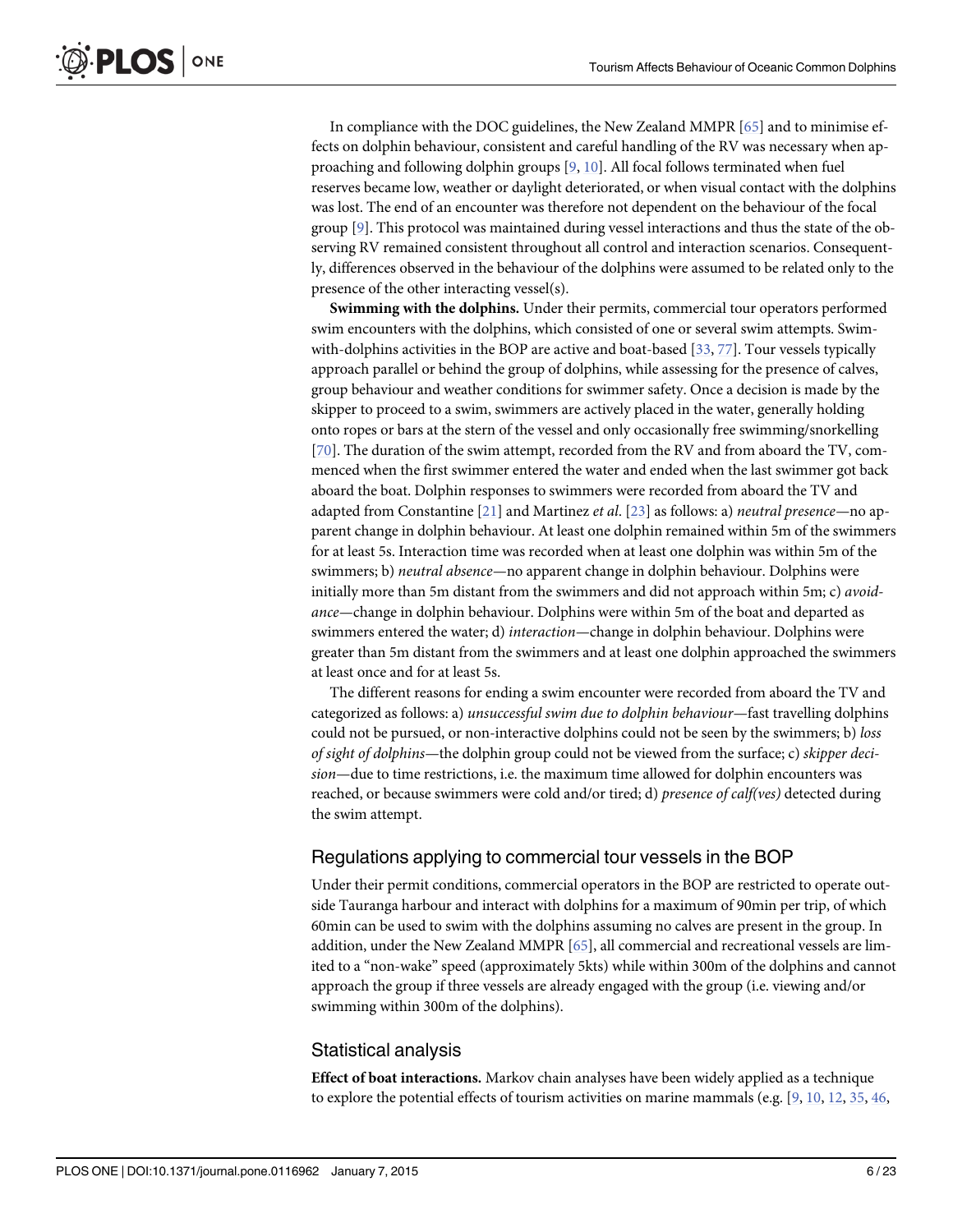In compliance with the DOC guidelines, the New Zealand MMPR [65] and to minimise effects on dolphin behaviour, consistent and careful handling of the RV was necessary when approaching and following dolphin groups [9, 10]. All focal follows terminated when fuel reserves became low, weather or daylight deteriorated, or when visual contact with the dolphins was lost. The end of an encounter was therefore not dependent on the behaviour of the focal group [9]. This protocol was maintained during vessel interactions and thus the state of the observing RV remained consistent throughout all control and interaction scenarios. Consequently, differences observed in the behaviour of the dolphins were assumed to be related only to the presence of the other interacting vessel(s).

**Swimming with the dolphins.** Under their permits, commercial tour operators performed swim encounters with the dolphins, which consisted of one or several swim attempts. Swim-with-dolphins activities in the BOP are active and boat-based [33, 77]. Tour vessels typically approach parallel or behind the group of dolphins, while assessing for the presence of calves, group behaviour and weather conditions for swimmer safety. Once a decision is made by the skipper to proceed to a swim, swimmers are actively placed in the water, generally holding onto ropes or bars at the stern of the vessel and only occasionally free swimming/snorkelling [70]. The duration of the swim attempt, recorded from the RV and from aboard the TV, commenced when the first swimmer entered the water and ended when the last swimmer got back aboard the boat. Dolphin responses to swimmers were recorded from aboard the TV and adapted from Constantine [21] and Martinez *et al*. [23] as follows: a) *neutral presence*—no apparent change in dolphin behaviour. At least one dolphin remained within 5m of the swimmers for at least 5s. Interaction time was recorded when at least one dolphin was within 5m of the swimmers; b) *neutral absence*—no apparent change in dolphin behaviour. Dolphins were initially more than 5m distant from the swimmers and did not approach within 5m; c) *avoidance*—change in dolphin behaviour. Dolphins were within 5m of the boat and departed as swimmers entered the water; d) *interaction*—change in dolphin behaviour. Dolphins were greater than 5m distant from the swimmers and at least one dolphin approached the swimmers at least once and for at least 5s.

The different reasons for ending a swim encounter were recorded from aboard the TV and categorized as follows: a) *unsuccessful swim due to dolphin behaviour*—fast travelling dolphins could not be pursued, or non-interactive dolphins could not be seen by the swimmers; b) *loss of sight of dolphins*—the dolphin group could not be viewed from the surface; c) *skipper decision*—due to time restrictions, i.e. the maximum time allowed for dolphin encounters was reached, or because swimmers were cold and/or tired; d) *presence of calf(ves)* detected during the swim attempt.

## Regulations applying to commercial tour vessels in the BOP

Under their permit conditions, commercial operators in the BOP are restricted to operate outside Tauranga harbour and interact with dolphins for a maximum of 90min per trip, of which 60min can be used to swim with the dolphins assuming no calves are present in the group. In addition, under the New Zealand MMPR [65], all commercial and recreational vessels are limited to a "non-wake" speed (approximately 5kts) while within 300m of the dolphins and cannot approach the group if three vessels are already engaged with the group (i.e. viewing and/or swimming within 300m of the dolphins).

## Statistical analysis

**Effect of boat interactions.** Markov chain analyses have been widely applied as a technique to explore the potential effects of tourism activities on marine mammals (e.g. [9, 10, 12, 35, 46,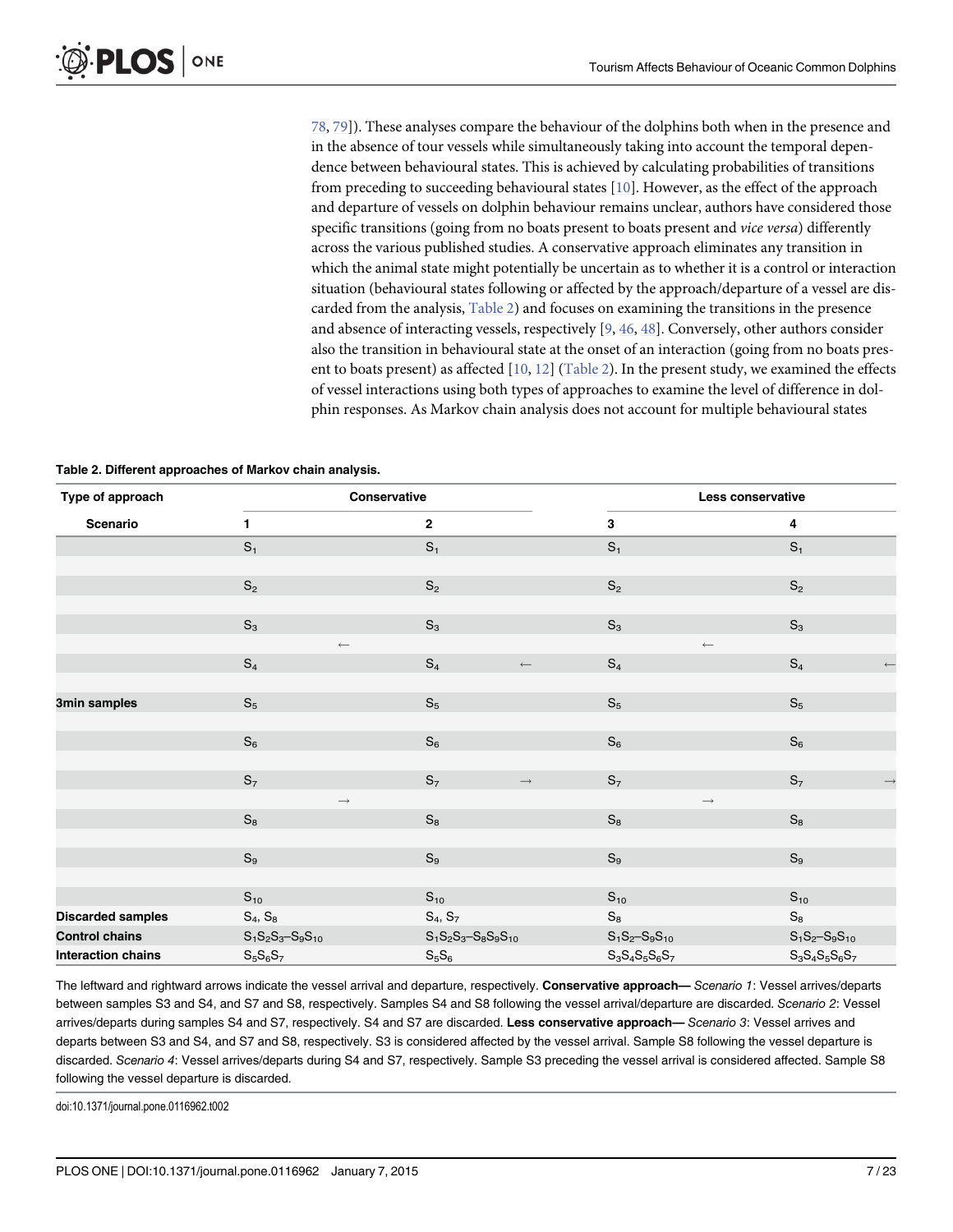78, 79]). These analyses compare the behaviour of the dolphins both when in the presence and in the absence of tour vessels while simultaneously taking into account the temporal dependence between behavioural states. This is achieved by calculating probabilities of transitions from preceding to succeeding behavioural states [10]. However, as the effect of the approach and departure of vessels on dolphin behaviour remains unclear, authors have considered those specific transitions (going from no boats present to boats present and *vice versa*) differently across the various published studies. A conservative approach eliminates any transition in which the animal state might potentially be uncertain as to whether it is a control or interaction situation (behavioural states following or affected by the approach/departure of a vessel are discarded from the analysis, Table 2) and focuses on examining the transitions in the presence and absence of interacting vessels, respectively [9, 46, 48]. Conversely, other authors consider also the transition in behavioural state at the onset of an interaction (going from no boats present to boats present) as affected [10, 12] (Table 2). In the present study, we examined the effects of vessel interactions using both types of approaches to examine the level of difference in dolphin responses. As Markov chain analysis does not account for multiple behavioural states

**Table 2. Different approaches of Markov chain analysis.**

| Type of approach | Conservative | | | | Less conservative | | | |
|---|---|---|---|---|---|---|---|---|
| **Scenario** | **1** | | **2** | | **3** | | **4** | |
| | $S_1$ | | $S_1$ | | $S_1$ | | $S_1$ | |
| | $S_2$ | | $S_2$ | | $S_2$ | | $S_2$ | |
| | $S_3$ | | $S_3$ | | $S_3$ | | $S_3$ | |
| | | ← | | | | ← | | |
| | $S_4$ | | $S_4$ | ← | $S_4$ | | $S_4$ | ← |
| **3min samples** | $S_5$ | | $S_5$ | | $S_5$ | | $S_5$ | |
| | $S_6$ | | $S_6$ | | $S_6$ | | $S_6$ | |
| | $S_7$ | | $S_7$ | → | $S_7$ | | $S_7$ | → |
| | | → | | | | → | | |
| | $S_8$ | | $S_8$ | | $S_8$ | | $S_8$ | |
| | $S_9$ | | $S_9$ | | $S_9$ | | $S_9$ | |
| | $S_{10}$ | | $S_{10}$ | | $S_{10}$ | | $S_{10}$ | |
| **Discarded samples** | $S_4$, $S_8$ | | $S_4$, $S_7$ | | $S_8$ | | $S_8$ | |
| **Control chains** | $S_1S_2S_3$–$S_9S_{10}$ | | $S_1S_2S_3$–$S_8S_9S_{10}$ | | $S_1S_2$–$S_9S_{10}$ | | $S_1S_2$–$S_9S_{10}$ | |
| **Interaction chains** | $S_5S_6S_7$ | | $S_5S_6$ | | $S_3S_4S_5S_6S_7$ | | $S_3S_4S_5S_6S_7$ | |

The leftward and rightward arrows indicate the vessel arrival and departure, respectively. **Conservative approach—** *Scenario 1*: Vessel arrives/departs between samples S3 and S4, and S7 and S8, respectively. Samples S4 and S8 following the vessel arrival/departure are discarded. *Scenario 2*: Vessel arrives/departs during samples S4 and S7, respectively. S4 and S7 are discarded. **Less conservative approach—** *Scenario 3*: Vessel arrives and departs between S3 and S4, and S7 and S8, respectively. S3 is considered affected by the vessel arrival. Sample S8 following the vessel departure is discarded. *Scenario 4*: Vessel arrives/departs during S4 and S7, respectively. Sample S3 preceding the vessel arrival is considered affected. Sample S8 following the vessel departure is discarded.

doi:10.1371/journal.pone.0116962.t002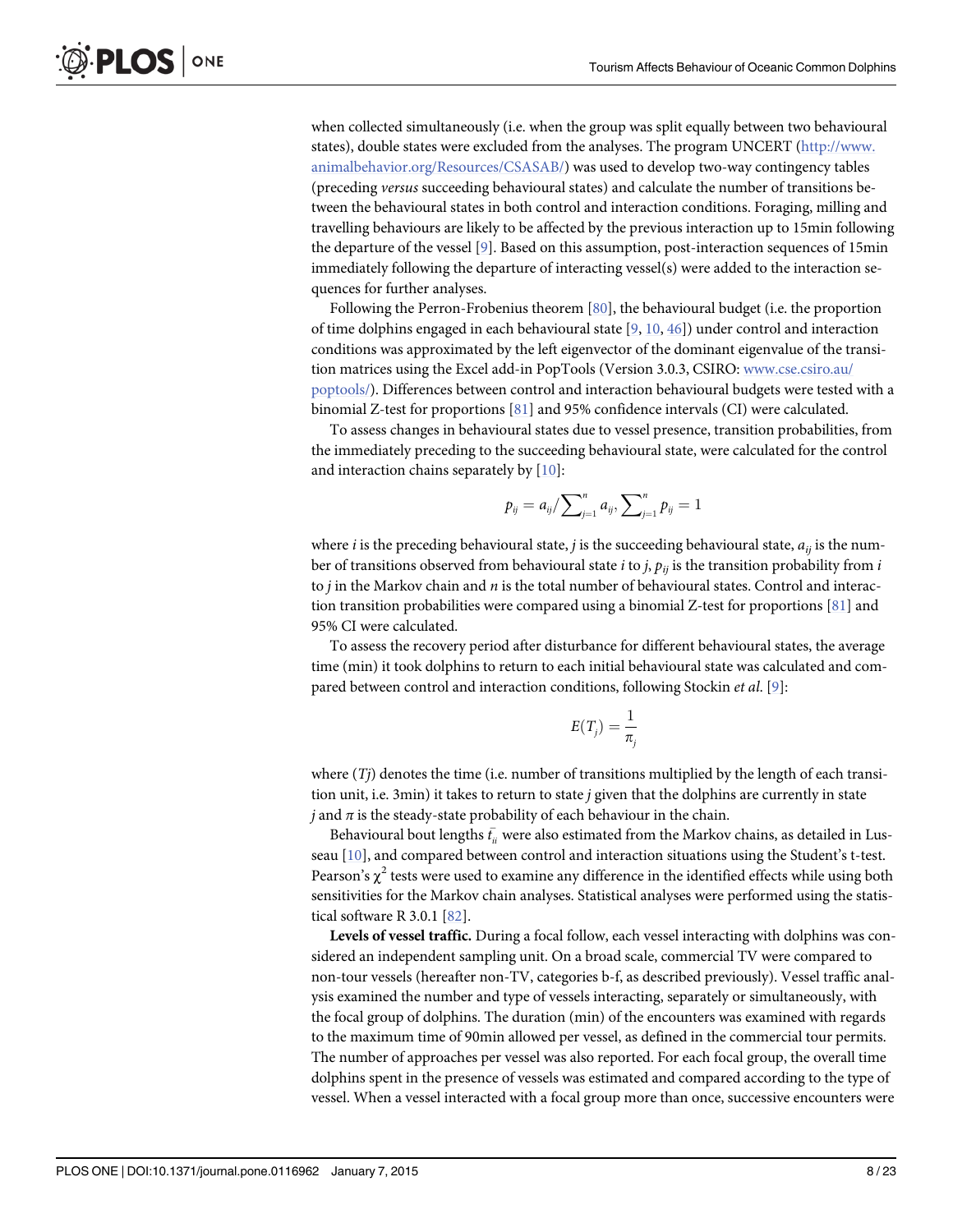when collected simultaneously (i.e. when the group was split equally between two behavioural states), double states were excluded from the analyses. The program UNCERT (http://www.animalbehavior.org/Resources/CSASAB/) was used to develop two-way contingency tables (preceding *versus* succeeding behavioural states) and calculate the number of transitions between the behavioural states in both control and interaction conditions. Foraging, milling and travelling behaviours are likely to be affected by the previous interaction up to 15min following the departure of the vessel [9]. Based on this assumption, post-interaction sequences of 15min immediately following the departure of interacting vessel(s) were added to the interaction sequences for further analyses.

Following the Perron-Frobenius theorem [80], the behavioural budget (i.e. the proportion of time dolphins engaged in each behavioural state [9, 10, 46]) under control and interaction conditions was approximated by the left eigenvector of the dominant eigenvalue of the transition matrices using the Excel add-in PopTools (Version 3.0.3, CSIRO: www.cse.csiro.au/poptools/). Differences between control and interaction behavioural budgets were tested with a binomial Z-test for proportions [81] and 95% confidence intervals (CI) were calculated.

To assess changes in behavioural states due to vessel presence, transition probabilities, from the immediately preceding to the succeeding behavioural state, were calculated for the control and interaction chains separately by [10]:

$$p_{ij} = a_{ij} / \sum_{j=1}^{n} a_{ij}, \sum_{j=1}^{n} p_{ij} = 1$$

where $i$ is the preceding behavioural state, $j$ is the succeeding behavioural state, $a_{ij}$ is the number of transitions observed from behavioural state $i$ to $j$, $p_{ij}$ is the transition probability from $i$ to $j$ in the Markov chain and $n$ is the total number of behavioural states. Control and interaction transition probabilities were compared using a binomial Z-test for proportions [81] and 95% CI were calculated.

To assess the recovery period after disturbance for different behavioural states, the average time (min) it took dolphins to return to each initial behavioural state was calculated and compared between control and interaction conditions, following Stockin *et al.* [9]:

$$E(T_j) = \frac{1}{\pi_j}$$

where ($Tj$) denotes the time (i.e. number of transitions multiplied by the length of each transition unit, i.e. 3min) it takes to return to state $j$ given that the dolphins are currently in state $j$ and $\pi$ is the steady-state probability of each behaviour in the chain.

Behavioural bout lengths $\bar{t}_{ii}$ were also estimated from the Markov chains, as detailed in Lusseau [10], and compared between control and interaction situations using the Student's t-test. Pearson's $\chi^2$ tests were used to examine any difference in the identified effects while using both sensitivities for the Markov chain analyses. Statistical analyses were performed using the statistical software R 3.0.1 [82].

**Levels of vessel traffic.** During a focal follow, each vessel interacting with dolphins was considered an independent sampling unit. On a broad scale, commercial TV were compared to non-tour vessels (hereafter non-TV, categories b-f, as described previously). Vessel traffic analysis examined the number and type of vessels interacting, separately or simultaneously, with the focal group of dolphins. The duration (min) of the encounters was examined with regards to the maximum time of 90min allowed per vessel, as defined in the commercial tour permits. The number of approaches per vessel was also reported. For each focal group, the overall time dolphins spent in the presence of vessels was estimated and compared according to the type of vessel. When a vessel interacted with a focal group more than once, successive encounters were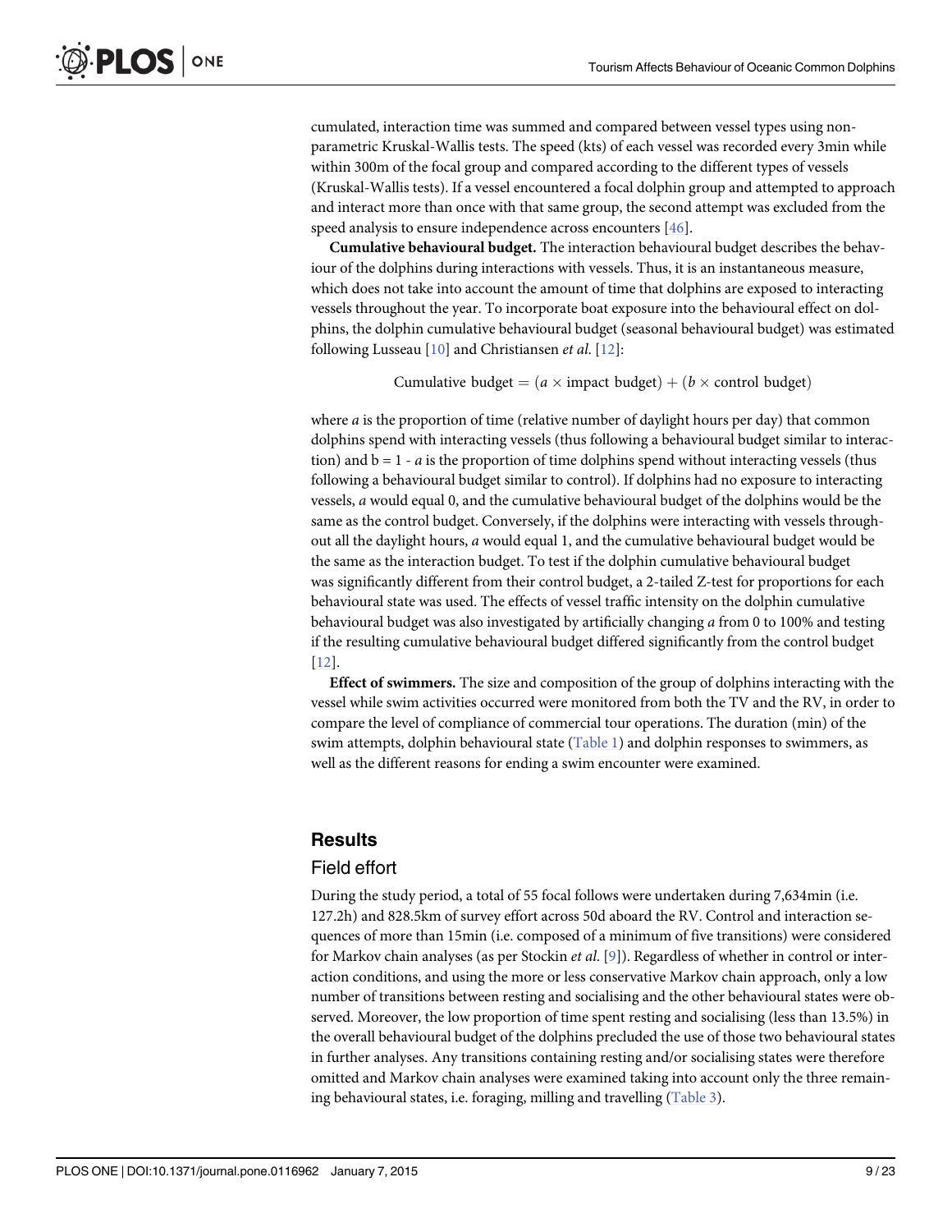cumulated, interaction time was summed and compared between vessel types using non-parametric Kruskal-Wallis tests. The speed (kts) of each vessel was recorded every 3min while within 300m of the focal group and compared according to the different types of vessels (Kruskal-Wallis tests). If a vessel encountered a focal dolphin group and attempted to approach and interact more than once with that same group, the second attempt was excluded from the speed analysis to ensure independence across encounters [46].

**Cumulative behavioural budget.** The interaction behavioural budget describes the behaviour of the dolphins during interactions with vessels. Thus, it is an instantaneous measure, which does not take into account the amount of time that dolphins are exposed to interacting vessels throughout the year. To incorporate boat exposure into the behavioural effect on dolphins, the dolphin cumulative behavioural budget (seasonal behavioural budget) was estimated following Lusseau [10] and Christiansen *et al.* [12]:

$$\text{Cumulative budget} = (a \times \text{impact budget}) + (b \times \text{control budget})$$

where $a$ is the proportion of time (relative number of daylight hours per day) that common dolphins spend with interacting vessels (thus following a behavioural budget similar to interaction) and $b = 1 - a$ is the proportion of time dolphins spend without interacting vessels (thus following a behavioural budget similar to control). If dolphins had no exposure to interacting vessels, $a$ would equal 0, and the cumulative behavioural budget of the dolphins would be the same as the control budget. Conversely, if the dolphins were interacting with vessels throughout all the daylight hours, $a$ would equal 1, and the cumulative behavioural budget would be the same as the interaction budget. To test if the dolphin cumulative behavioural budget was significantly different from their control budget, a 2-tailed Z-test for proportions for each behavioural state was used. The effects of vessel traffic intensity on the dolphin cumulative behavioural budget was also investigated by artificially changing $a$ from 0 to 100% and testing if the resulting cumulative behavioural budget differed significantly from the control budget [12].

**Effect of swimmers.** The size and composition of the group of dolphins interacting with the vessel while swim activities occurred were monitored from both the TV and the RV, in order to compare the level of compliance of commercial tour operations. The duration (min) of the swim attempts, dolphin behavioural state (Table 1) and dolphin responses to swimmers, as well as the different reasons for ending a swim encounter were examined.

## Results

### Field effort

During the study period, a total of 55 focal follows were undertaken during 7,634min (i.e. 127.2h) and 828.5km of survey effort across 50d aboard the RV. Control and interaction sequences of more than 15min (i.e. composed of a minimum of five transitions) were considered for Markov chain analyses (as per Stockin *et al.* [9]). Regardless of whether in control or interaction conditions, and using the more or less conservative Markov chain approach, only a low number of transitions between resting and socialising and the other behavioural states were observed. Moreover, the low proportion of time spent resting and socialising (less than 13.5%) in the overall behavioural budget of the dolphins precluded the use of those two behavioural states in further analyses. Any transitions containing resting and/or socialising states were therefore omitted and Markov chain analyses were examined taking into account only the three remaining behavioural states, i.e. foraging, milling and travelling (Table 3).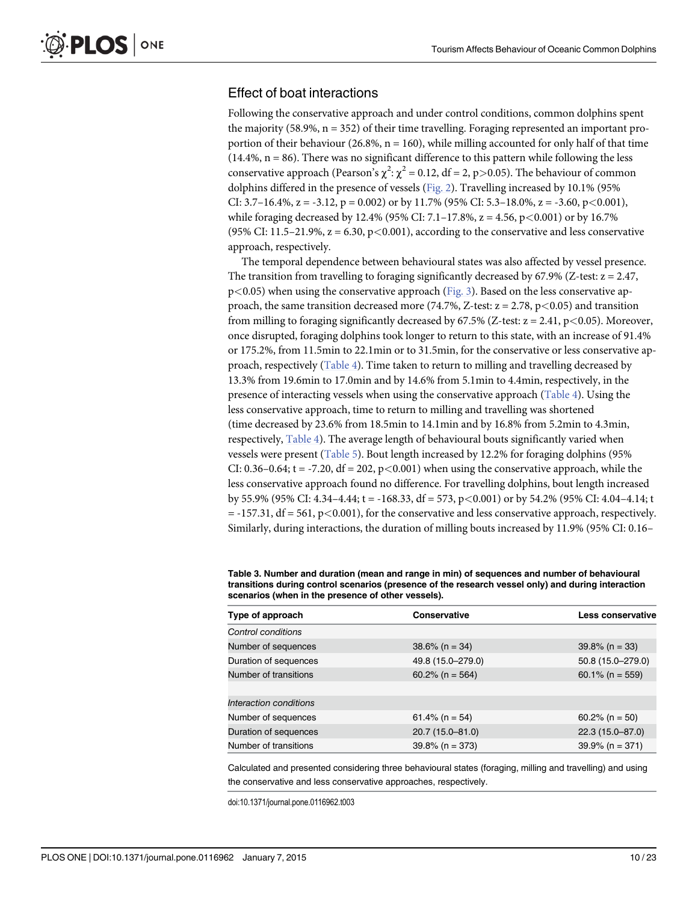## Effect of boat interactions

Following the conservative approach and under control conditions, common dolphins spent the majority (58.9%, n = 352) of their time travelling. Foraging represented an important proportion of their behaviour (26.8%, n = 160), while milling accounted for only half of that time (14.4%, n = 86). There was no significant difference to this pattern while following the less conservative approach (Pearson's $\chi^2$: $\chi^2 = 0.12$, df = 2, $p>0.05$). The behaviour of common dolphins differed in the presence of vessels (Fig. 2). Travelling increased by 10.1% (95% CI: 3.7–16.4%, z = -3.12, p = 0.002) or by 11.7% (95% CI: 5.3–18.0%, z = -3.60, $p<0.001$), while foraging decreased by 12.4% (95% CI: 7.1–17.8%, z = 4.56, $p<0.001$) or by 16.7% (95% CI: 11.5–21.9%, z = 6.30, $p<0.001$), according to the conservative and less conservative approach, respectively.

The temporal dependence between behavioural states was also affected by vessel presence. The transition from travelling to foraging significantly decreased by 67.9% (Z-test: z = 2.47, $p<0.05$) when using the conservative approach (Fig. 3). Based on the less conservative approach, the same transition decreased more (74.7%, Z-test: z = 2.78, $p<0.05$) and transition from milling to foraging significantly decreased by 67.5% (Z-test: z = 2.41, $p<0.05$). Moreover, once disrupted, foraging dolphins took longer to return to this state, with an increase of 91.4% or 175.2%, from 11.5min to 22.1min or to 31.5min, for the conservative or less conservative approach, respectively (Table 4). Time taken to return to milling and travelling decreased by 13.3% from 19.6min to 17.0min and by 14.6% from 5.1min to 4.4min, respectively, in the presence of interacting vessels when using the conservative approach (Table 4). Using the less conservative approach, time to return to milling and travelling was shortened (time decreased by 23.6% from 18.5min to 14.1min and by 16.8% from 5.2min to 4.3min, respectively, Table 4). The average length of behavioural bouts significantly varied when vessels were present (Table 5). Bout length increased by 12.2% for foraging dolphins (95% CI: 0.36–0.64; t = -7.20, df = 202, $p<0.001$) when using the conservative approach, while the less conservative approach found no difference. For travelling dolphins, bout length increased by 55.9% (95% CI: 4.34–4.44; t = -168.33, df = 573, $p<0.001$) or by 54.2% (95% CI: 4.04–4.14; t = -157.31, df = 561, $p<0.001$), for the conservative and less conservative approach, respectively. Similarly, during interactions, the duration of milling bouts increased by 11.9% (95% CI: 0.16–

**Table 3. Number and duration (mean and range in min) of sequences and number of behavioural transitions during control scenarios (presence of the research vessel only) and during interaction scenarios (when in the presence of other vessels).**

| Type of approach | Conservative | Less conservative |
| --- | --- | --- |
| *Control conditions* | | |
| Number of sequences | 38.6% (n = 34) | 39.8% (n = 33) |
| Duration of sequences | 49.8 (15.0–279.0) | 50.8 (15.0–279.0) |
| Number of transitions | 60.2% (n = 564) | 60.1% (n = 559) |
| | | |
| *Interaction conditions* | | |
| Number of sequences | 61.4% (n = 54) | 60.2% (n = 50) |
| Duration of sequences | 20.7 (15.0–81.0) | 22.3 (15.0–87.0) |
| Number of transitions | 39.8% (n = 373) | 39.9% (n = 371) |

Calculated and presented considering three behavioural states (foraging, milling and travelling) and using the conservative and less conservative approaches, respectively.

doi:10.1371/journal.pone.0116962.t003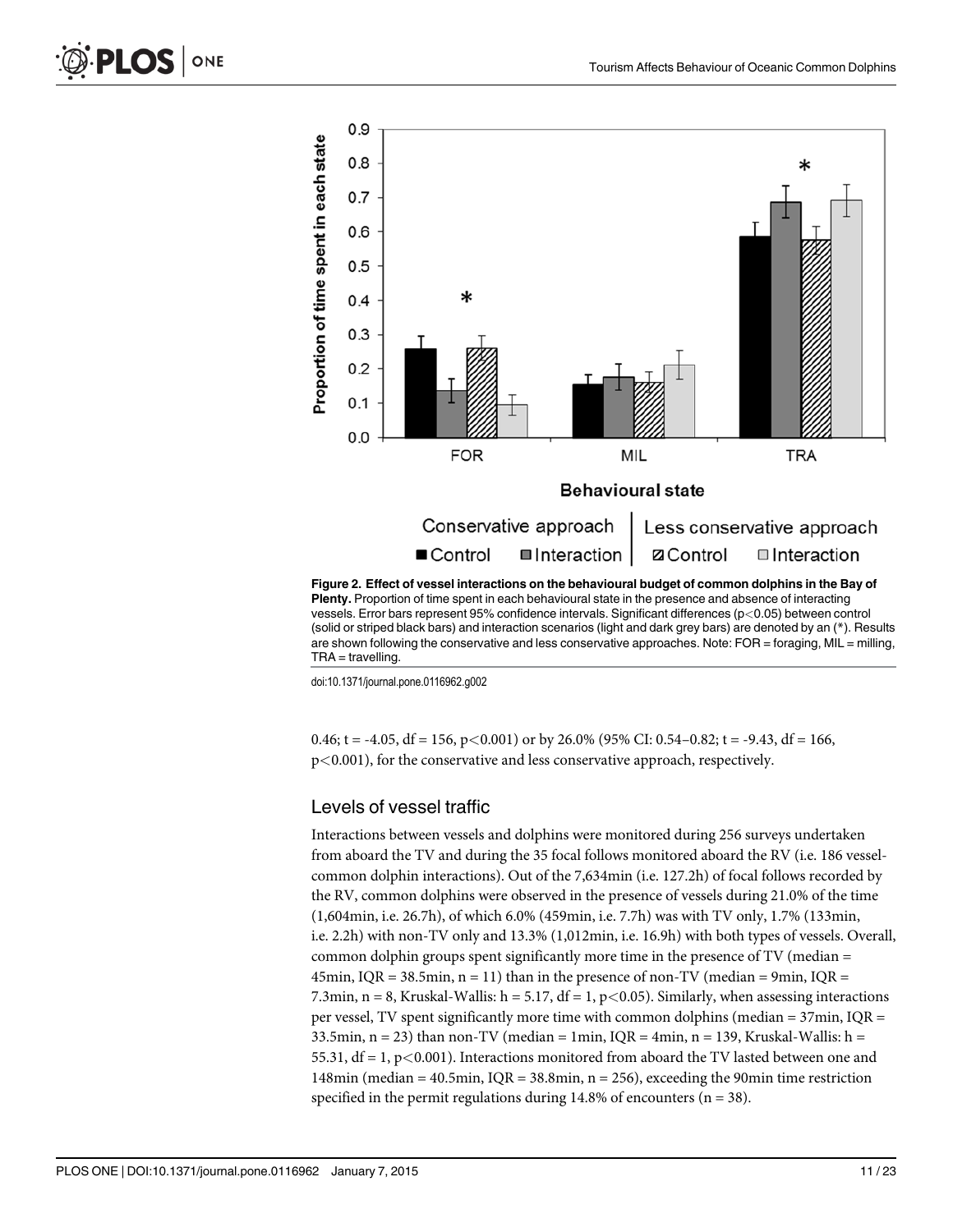**Figure 2. Effect of vessel interactions on the behavioural budget of common dolphins in the Bay of Plenty.** Proportion of time spent in each behavioural state in the presence and absence of interacting vessels. Error bars represent 95% confidence intervals. Significant differences ($p < 0.05$) between control (solid or striped black bars) and interaction scenarios (light and dark grey bars) are denoted by an (*). Results are shown following the conservative and less conservative approaches. Note: FOR = foraging, MIL = milling, TRA = travelling.

doi:10.1371/journal.pone.0116962.g002

0.46; $t = -4.05$, $df = 156$, $p < 0.001$) or by 26.0% (95% CI: 0.54–0.82; $t = -9.43$, $df = 166$, $p < 0.001$), for the conservative and less conservative approach, respectively.

## Levels of vessel traffic

Interactions between vessels and dolphins were monitored during 256 surveys undertaken from aboard the TV and during the 35 focal follows monitored aboard the RV (i.e. 186 vessel-common dolphin interactions). Out of the 7,634min (i.e. 127.2h) of focal follows recorded by the RV, common dolphins were observed in the presence of vessels during 21.0% of the time (1,604min, i.e. 26.7h), of which 6.0% (459min, i.e. 7.7h) was with TV only, 1.7% (133min, i.e. 2.2h) with non-TV only and 13.3% (1,012min, i.e. 16.9h) with both types of vessels. Overall, common dolphin groups spent significantly more time in the presence of TV (median = 45min, IQR = 38.5min, $n = 11$) than in the presence of non-TV (median = 9min, IQR = 7.3min, $n = 8$, Kruskal-Wallis: $h = 5.17$, $df = 1$, $p < 0.05$). Similarly, when assessing interactions per vessel, TV spent significantly more time with common dolphins (median = 37min, IQR = 33.5min, $n = 23$) than non-TV (median = 1min, IQR = 4min, $n = 139$, Kruskal-Wallis: $h = 55.31$, $df = 1$, $p < 0.001$). Interactions monitored from aboard the TV lasted between one and 148min (median = 40.5min, IQR = 38.8min, $n = 256$), exceeding the 90min time restriction specified in the permit regulations during 14.8% of encounters ($n = 38$).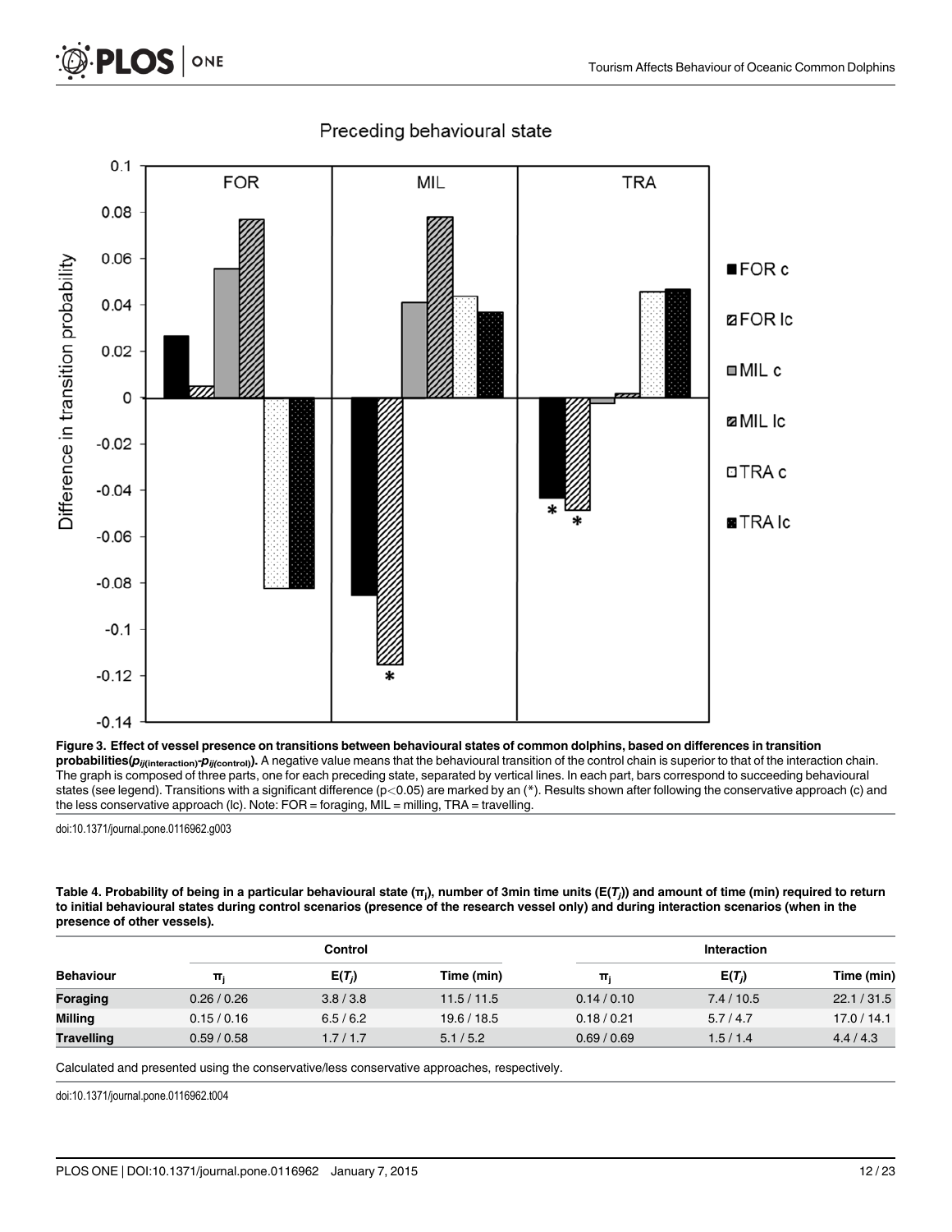**Figure 3. Effect of vessel presence on transitions between behavioural states of common dolphins, based on differences in transition probabilities($p_{ij(\text{interaction})}$-$p_{ij(\text{control})}$).** A negative value means that the behavioural transition of the control chain is superior to that of the interaction chain. The graph is composed of three parts, one for each preceding state, separated by vertical lines. In each part, bars correspond to succeeding behavioural states (see legend). Transitions with a significant difference ($p<0.05$) are marked by an (*). Results shown after following the conservative approach (c) and the less conservative approach (lc). Note: FOR = foraging, MIL = milling, TRA = travelling.

doi:10.1371/journal.pone.0116962.g003

**Table 4. Probability of being in a particular behavioural state ($\pi_j$), number of 3min time units ($E(T_j)$) and amount of time (min) required to return to initial behavioural states during control scenarios (presence of the research vessel only) and during interaction scenarios (when in the presence of other vessels).**

| | Control | | | Interaction | | |
|---|---|---|---|---|---|---|
| **Behaviour** | $\pi_j$ | $E(T_j)$ | Time (min) | $\pi_j$ | $E(T_j)$ | Time (min) |
| **Foraging** | 0.26 / 0.26 | 3.8 / 3.8 | 11.5 / 11.5 | 0.14 / 0.10 | 7.4 / 10.5 | 22.1 / 31.5 |
| **Milling** | 0.15 / 0.16 | 6.5 / 6.2 | 19.6 / 18.5 | 0.18 / 0.21 | 5.7 / 4.7 | 17.0 / 14.1 |
| **Travelling** | 0.59 / 0.58 | 1.7 / 1.7 | 5.1 / 5.2 | 0.69 / 0.69 | 1.5 / 1.4 | 4.4 / 4.3 |

Calculated and presented using the conservative/less conservative approaches, respectively.

doi:10.1371/journal.pone.0116962.t004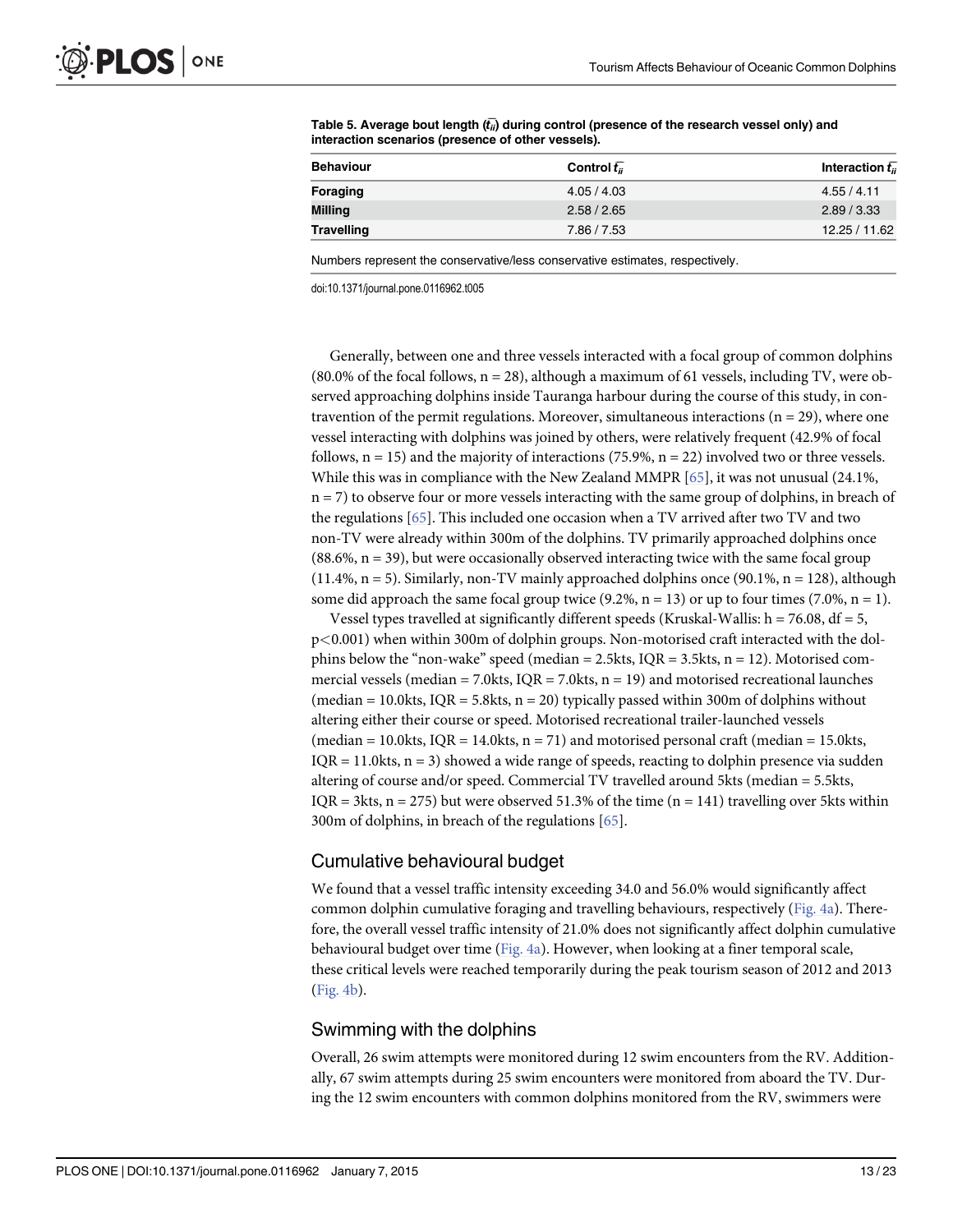**Table 5. Average bound length ($\bar{t_{ii}}$) during control (presence of the research vessel only) and interaction scenarios (presence of other vessels).**

| Behaviour | Control $\bar{t_{ii}}$ | Interaction $\bar{t_{ii}}$ |
|---|---|---|
| **Foraging** | 4.05 / 4.03 | 4.55 / 4.11 |
| **Milling** | 2.58 / 2.65 | 2.89 / 3.33 |
| **Travelling** | 7.86 / 7.53 | 12.25 / 11.62 |

Numbers represent the conservative/less conservative estimates, respectively.

doi:10.1371/journal.pone.0116962.t005

Generally, between one and three vessels interacted with a focal group of common dolphins (80.0% of the focal follows, n = 28), although a maximum of 61 vessels, including TV, were observed approaching dolphins inside Tauranga harbour during the course of this study, in contravention of the permit regulations. Moreover, simultaneous interactions (n = 29), where one vessel interacting with dolphins was joined by others, were relatively frequent (42.9% of focal follows, n = 15) and the majority of interactions (75.9%, n = 22) involved two or three vessels. While this was in compliance with the New Zealand MMPR [65], it was not unusual (24.1%, n = 7) to observe four or more vessels interacting with the same group of dolphins, in breach of the regulations [65]. This included one occasion when a TV arrived after two TV and two non-TV were already within 300m of the dolphins. TV primarily approached dolphins once (88.6%, n = 39), but were occasionally observed interacting twice with the same focal group (11.4%, n = 5). Similarly, non-TV mainly approached dolphins once (90.1%, n = 128), although some did approach the same focal group twice (9.2%, n = 13) or up to four times (7.0%, n = 1).

Vessel types travelled at significantly different speeds (Kruskal-Wallis: h = 76.08, df = 5, $p<0.001$) when within 300m of dolphin groups. Non-motorised craft interacted with the dolphins below the "non-wake" speed (median = 2.5kts, IQR = 3.5kts, n = 12). Motorised commercial vessels (median = 7.0kts, IQR = 7.0kts, n = 19) and motorised recreational launches (median = 10.0kts, IQR = 5.8kts, n = 20) typically passed within 300m of dolphins without altering either their course or speed. Motorised recreational trailer-launched vessels (median = 10.0kts, IQR = 14.0kts, n = 71) and motorised personal craft (median = 15.0kts, IQR = 11.0kts, n = 3) showed a wide range of speeds, reacting to dolphin presence via sudden altering of course and/or speed. Commercial TV travelled around 5kts (median = 5.5kts, IQR = 3kts, n = 275) but were observed 51.3% of the time (n = 141) travelling over 5kts within 300m of dolphins, in breach of the regulations [65].

## Cumulative behavioural budget

We found that a vessel traffic intensity exceeding 34.0 and 56.0% would significantly affect common dolphin cumulative foraging and travelling behaviours, respectively (Fig. 4a). Therefore, the overall vessel traffic intensity of 21.0% does not significantly affect dolphin cumulative behavioural budget over time (Fig. 4a). However, when looking at a finer temporal scale, these critical levels were reached temporarily during the peak tourism season of 2012 and 2013 (Fig. 4b).

## Swimming with the dolphins

Overall, 26 swim attempts were monitored during 12 swim encounters from the RV. Additionally, 67 swim attempts during 25 swim encounters were monitored from aboard the TV. During the 12 swim encounters with common dolphins monitored from the RV, swimmers were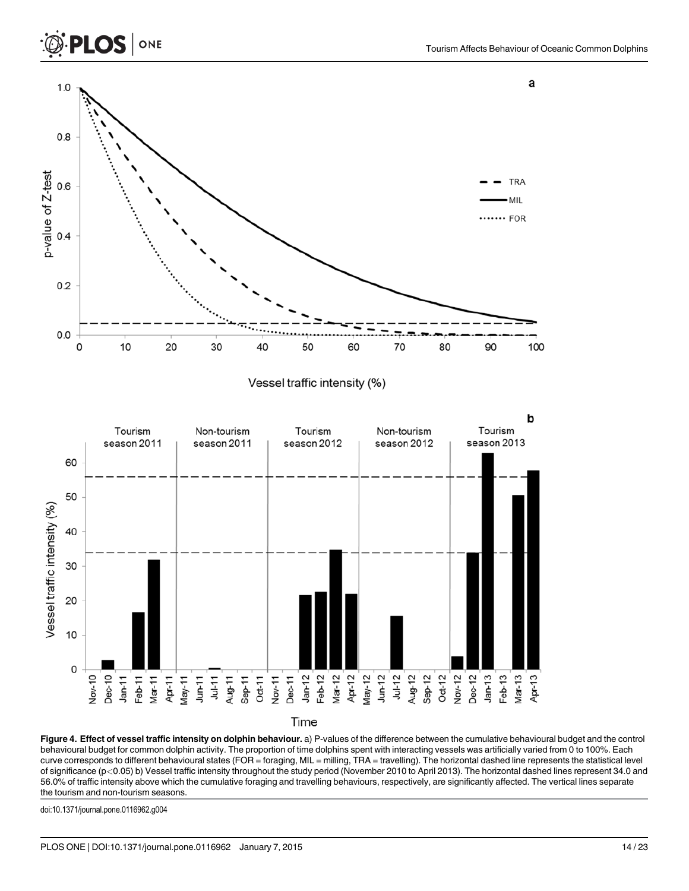**Figure 4. Effect of vessel traffic intensity on dolphin behaviour.** a) P-values of the difference between the cumulative behavioural budget and the control behavioural budget for common dolphin activity. The proportion of time dolphins spent with interacting vessels was artificially varied from 0 to 100%. Each curve corresponds to different behavioural states (FOR = foraging, MIL = milling, TRA = travelling). The horizontal dashed line represents the statistical level of significance ($p < 0.05$) b) Vessel traffic intensity throughout the study period (November 2010 to April 2013). The horizontal dashed lines represent 34.0 and 56.0% of traffic intensity above which the cumulative foraging and travelling behaviours, respectively, are significantly affected. The vertical lines separate the tourism and non-tourism seasons.

doi:10.1371/journal.pone.0116962.g004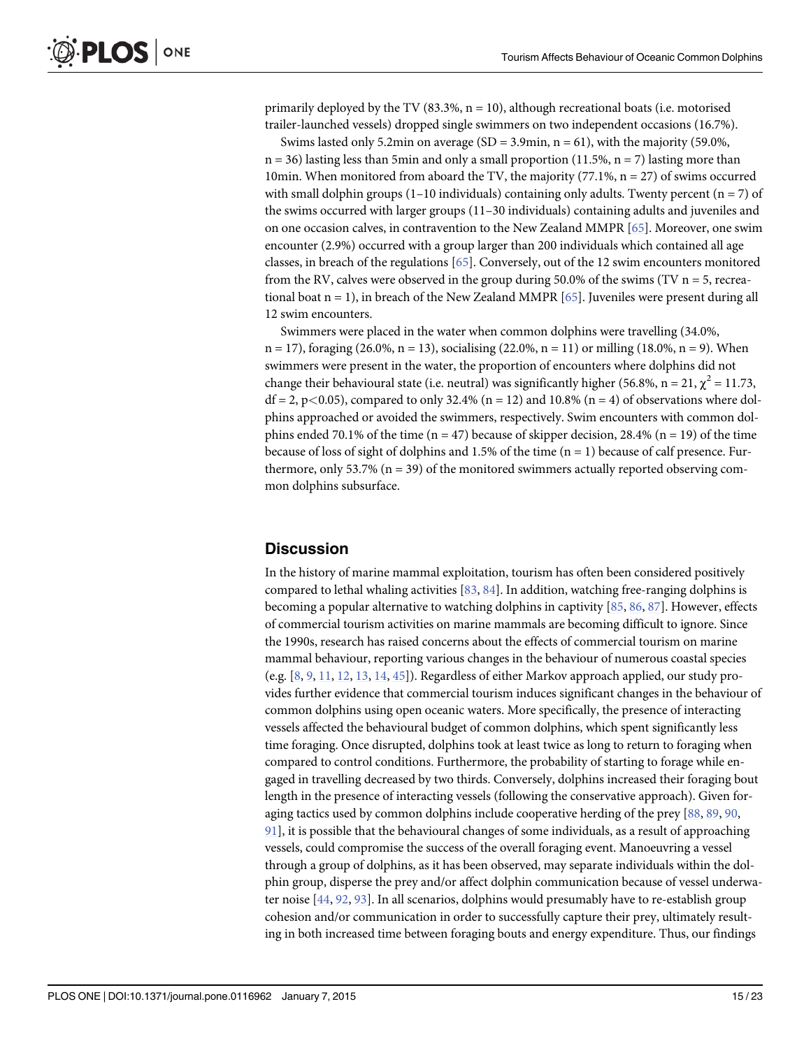primarily deployed by the TV (83.3%, n = 10), although recreational boats (i.e. motorised trailer-launched vessels) dropped single swimmers on two independent occasions (16.7%).

Swims lasted only 5.2min on average (SD = 3.9min, n = 61), with the majority (59.0%, n = 36) lasting less than 5min and only a small proportion (11.5%, n = 7) lasting more than 10min. When monitored from aboard the TV, the majority (77.1%, n = 27) of swims occurred with small dolphin groups (1–10 individuals) containing only adults. Twenty percent (n = 7) of the swims occurred with larger groups (11–30 individuals) containing adults and juveniles and on one occasion calves, in contravention to the New Zealand MMPR [65]. Moreover, one swim encounter (2.9%) occurred with a group larger than 200 individuals which contained all age classes, in breach of the regulations [65]. Conversely, out of the 12 swim encounters monitored from the RV, calves were observed in the group during 50.0% of the swims (TV n = 5, recreational boat n = 1), in breach of the New Zealand MMPR [65]. Juveniles were present during all 12 swim encounters.

Swimmers were placed in the water when common dolphins were travelling (34.0%, n = 17), foraging (26.0%, n = 13), socialising (22.0%, n = 11) or milling (18.0%, n = 9). When swimmers were present in the water, the proportion of encounters where dolphins did not change their behavioural state (i.e. neutral) was significantly higher (56.8%, n = 21, $\chi^2 = 11.73$, df = 2, $p<0.05$), compared to only 32.4% (n = 12) and 10.8% (n = 4) of observations where dolphins approached or avoided the swimmers, respectively. Swim encounters with common dolphins ended 70.1% of the time (n = 47) because of skipper decision, 28.4% (n = 19) of the time because of loss of sight of dolphins and 1.5% of the time (n = 1) because of calf presence. Furthermore, only 53.7% (n = 39) of the monitored swimmers actually reported observing common dolphins subsurface.

## Discussion

In the history of marine mammal exploitation, tourism has often been considered positively compared to lethal whaling activities [83, 84]. In addition, watching free-ranging dolphins is becoming a popular alternative to watching dolphins in captivity [85, 86, 87]. However, effects of commercial tourism activities on marine mammals are becoming difficult to ignore. Since the 1990s, research has raised concerns about the effects of commercial tourism on marine mammal behaviour, reporting various changes in the behaviour of numerous coastal species (e.g. [8, 9, 11, 12, 13, 14, 45]). Regardless of either Markov approach applied, our study provides further evidence that commercial tourism induces significant changes in the behaviour of common dolphins using open oceanic waters. More specifically, the presence of interacting vessels affected the behavioural budget of common dolphins, which spent significantly less time foraging. Once disrupted, dolphins took at least twice as long to return to foraging when compared to control conditions. Furthermore, the probability of starting to forage while engaged in travelling decreased by two thirds. Conversely, dolphins increased their foraging bout length in the presence of interacting vessels (following the conservative approach). Given foraging tactics used by common dolphins include cooperative herding of the prey [88, 89, 90, 91], it is possible that the behavioural changes of some individuals, as a result of approaching vessels, could compromise the success of the overall foraging event. Manoeuvring a vessel through a group of dolphins, as it has been observed, may separate individuals within the dolphin group, disperse the prey and/or affect dolphin communication because of vessel underwater noise [44, 92, 93]. In all scenarios, dolphins would presumably have to re-establish group cohesion and/or communication in order to successfully capture their prey, ultimately resulting in both increased time between foraging bouts and energy expenditure. Thus, our findings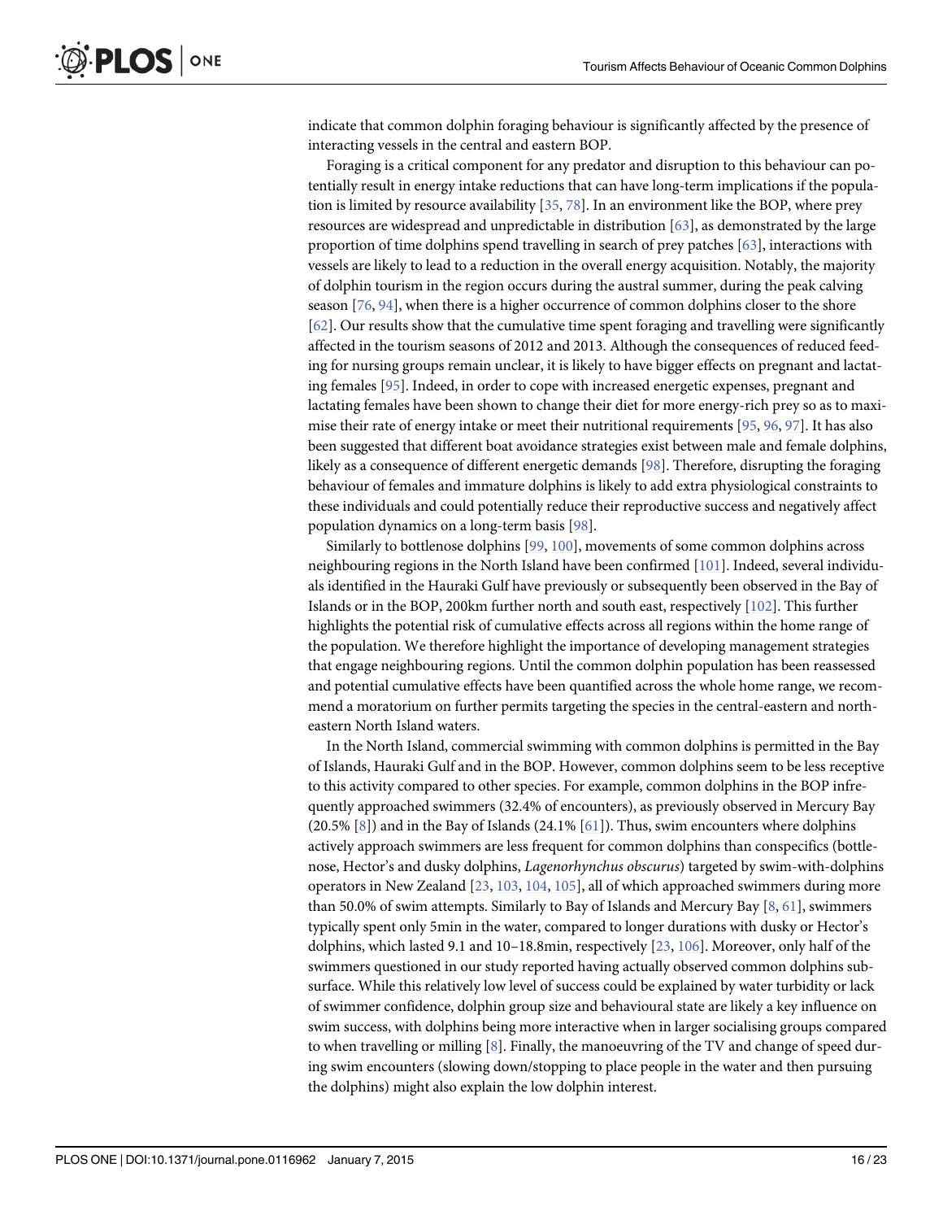indicate that common dolphin foraging behaviour is significantly affected by the presence of interacting vessels in the central and eastern BOP.

Foraging is a critical component for any predator and disruption to this behaviour can potentially result in energy intake reductions that can have long-term implications if the population is limited by resource availability [35, 78]. In an environment like the BOP, where prey resources are widespread and unpredictable in distribution [63], as demonstrated by the large proportion of time dolphins spend travelling in search of prey patches [63], interactions with vessels are likely to lead to a reduction in the overall energy acquisition. Notably, the majority of dolphin tourism in the region occurs during the austral summer, during the peak calving season [76, 94], when there is a higher occurrence of common dolphins closer to the shore [62]. Our results show that the cumulative time spent foraging and travelling were significantly affected in the tourism seasons of 2012 and 2013. Although the consequences of reduced feeding for nursing groups remain unclear, it is likely to have bigger effects on pregnant and lactating females [95]. Indeed, in order to cope with increased energetic expenses, pregnant and lactating females have been shown to change their diet for more energy-rich prey so as to maximise their rate of energy intake or meet their nutritional requirements [95, 96, 97]. It has also been suggested that different boat avoidance strategies exist between male and female dolphins, likely as a consequence of different energetic demands [98]. Therefore, disrupting the foraging behaviour of females and immature dolphins is likely to add extra physiological constraints to these individuals and could potentially reduce their reproductive success and negatively affect population dynamics on a long-term basis [98].

Similarly to bottlenose dolphins [99, 100], movements of some common dolphins across neighbouring regions in the North Island have been confirmed [101]. Indeed, several individuals identified in the Hauraki Gulf have previously or subsequently been observed in the Bay of Islands or in the BOP, 200km further north and south east, respectively [102]. This further highlights the potential risk of cumulative effects across all regions within the home range of the population. We therefore highlight the importance of developing management strategies that engage neighbouring regions. Until the common dolphin population has been reassessed and potential cumulative effects have been quantified across the whole home range, we recommend a moratorium on further permits targeting the species in the central-eastern and north-eastern North Island waters.

In the North Island, commercial swimming with common dolphins is permitted in the Bay of Islands, Hauraki Gulf and in the BOP. However, common dolphins seem to be less receptive to this activity compared to other species. For example, common dolphins in the BOP infrequently approached swimmers (32.4% of encounters), as previously observed in Mercury Bay (20.5% [8]) and in the Bay of Islands (24.1% [61]). Thus, swim encounters where dolphins actively approach swimmers are less frequent for common dolphins than conspecifics (bottlenose, Hector's and dusky dolphins, *Lagenorhynchus obscurus*) targeted by swim-with-dolphins operators in New Zealand [23, 103, 104, 105], all of which approached swimmers during more than 50.0% of swim attempts. Similarly to Bay of Islands and Mercury Bay [8, 61], swimmers typically spent only 5min in the water, compared to longer durations with dusky or Hector's dolphins, which lasted 9.1 and 10–18.8min, respectively [23, 106]. Moreover, only half of the swimmers questioned in our study reported having actually observed common dolphins subsurface. While this relatively low level of success could be explained by water turbidity or lack of swimmer confidence, dolphin group size and behavioural state are likely a key influence on swim success, with dolphins being more interactive when in larger socialising groups compared to when travelling or milling [8]. Finally, the manoeuvring of the TV and change of speed during swim encounters (slowing down/stopping to place people in the water and then pursuing the dolphins) might also explain the low dolphin interest.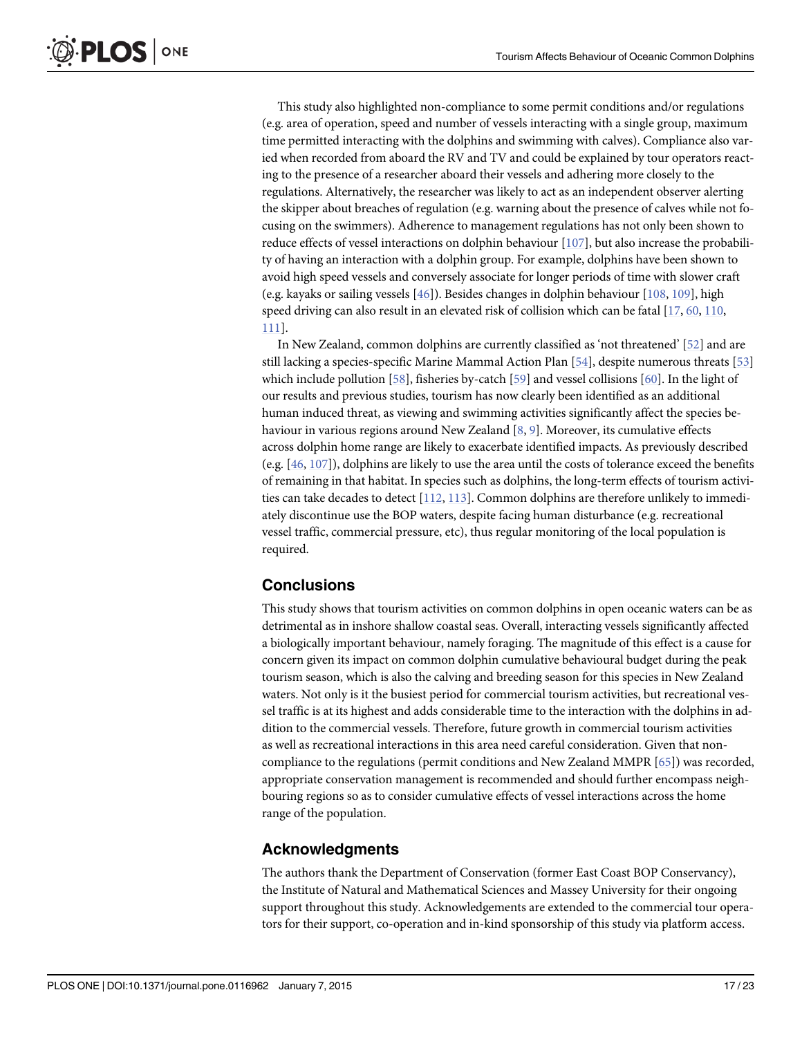This study also highlighted non-compliance to some permit conditions and/or regulations (e.g. area of operation, speed and number of vessels interacting with a single group, maximum time permitted interacting with the dolphins and swimming with calves). Compliance also varied when recorded from aboard the RV and TV and could be explained by tour operators reacting to the presence of a researcher aboard their vessels and adhering more closely to the regulations. Alternatively, the researcher was likely to act as an independent observer alerting the skipper about breaches of regulation (e.g. warning about the presence of calves while not focusing on the swimmers). Adherence to management regulations has not only been shown to reduce effects of vessel interactions on dolphin behaviour [107], but also increase the probability of having an interaction with a dolphin group. For example, dolphins have been shown to avoid high speed vessels and conversely associate for longer periods of time with slower craft (e.g. kayaks or sailing vessels [46]). Besides changes in dolphin behaviour [108, 109], high speed driving can also result in an elevated risk of collision which can be fatal [17, 60, 110, 111].

In New Zealand, common dolphins are currently classified as 'not threatened' [52] and are still lacking a species-specific Marine Mammal Action Plan [54], despite numerous threats [53] which include pollution [58], fisheries by-catch [59] and vessel collisions [60]. In the light of our results and previous studies, tourism has now clearly been identified as an additional human induced threat, as viewing and swimming activities significantly affect the species behaviour in various regions around New Zealand [8, 9]. Moreover, its cumulative effects across dolphin home range are likely to exacerbate identified impacts. As previously described (e.g. [46, 107]), dolphins are likely to use the area until the costs of tolerance exceed the benefits of remaining in that habitat. In species such as dolphins, the long-term effects of tourism activities can take decades to detect [112, 113]. Common dolphins are therefore unlikely to immediately discontinue use the BOP waters, despite facing human disturbance (e.g. recreational vessel traffic, commercial pressure, etc), thus regular monitoring of the local population is required.

## Conclusions

This study shows that tourism activities on common dolphins in open oceanic waters can be as detrimental as in inshore shallow coastal seas. Overall, interacting vessels significantly affected a biologically important behaviour, namely foraging. The magnitude of this effect is a cause for concern given its impact on common dolphin cumulative behavioural budget during the peak tourism season, which is also the calving and breeding season for this species in New Zealand waters. Not only is it the busiest period for commercial tourism activities, but recreational vessel traffic is at its highest and adds considerable time to the interaction with the dolphins in addition to the commercial vessels. Therefore, future growth in commercial tourism activities as well as recreational interactions in this area need careful consideration. Given that non-compliance to the regulations (permit conditions and New Zealand MMPR [65]) was recorded, appropriate conservation management is recommended and should further encompass neighbouring regions so as to consider cumulative effects of vessel interactions across the home range of the population.

## Acknowledgments

The authors thank the Department of Conservation (former East Coast BOP Conservancy), the Institute of Natural and Mathematical Sciences and Massey University for their ongoing support throughout this study. Acknowledgements are extended to the commercial tour operators for their support, co-operation and in-kind sponsorship of this study via platform access.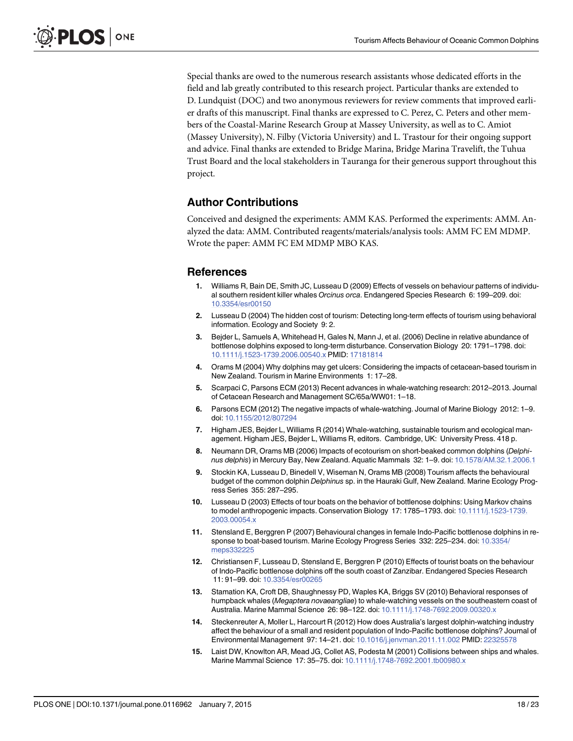Special thanks are owed to the numerous research assistants whose dedicated efforts in the field and lab greatly contributed to this research project. Particular thanks are extended to D. Lundquist (DOC) and two anonymous reviewers for review comments that improved earlier drafts of this manuscript. Final thanks are expressed to C. Perez, C. Peters and other members of the Coastal-Marine Research Group at Massey University, as well as to C. Amiot (Massey University), N. Filby (Victoria University) and L. Trastour for their ongoing support and advice. Final thanks are extended to Bridge Marina, Bridge Marina Travelift, the Tuhua Trust Board and the local stakeholders in Tauranga for their generous support throughout this project.

## Author Contributions

Conceived and designed the experiments: AMM KAS. Performed the experiments: AMM. Analyzed the data: AMM. Contributed reagents/materials/analysis tools: AMM FC EM MDMP. Wrote the paper: AMM FC EM MDMP MBO KAS.

## References

1. Williams R, Bain DE, Smith JC, Lusseau D (2009) Effects of vessels on behaviour patterns of individual southern resident killer whales *Orcinus orca*. Endangered Species Research 6: 199–209. doi: 10.3354/esr00150
2. Lusseau D (2004) The hidden cost of tourism: Detecting long-term effects of tourism using behavioral information. Ecology and Society 9: 2.
3. Bejder L, Samuels A, Whitehead H, Gales N, Mann J, et al. (2006) Decline in relative abundance of bottlenose dolphins exposed to long-term disturbance. Conservation Biology 20: 1791–1798. doi: 10.1111/j.1523-1739.2006.00540.x PMID: 17181814
4. Orams M (2004) Why dolphins may get ulcers: Considering the impacts of cetacean-based tourism in New Zealand. Tourism in Marine Environments 1: 17–28.
5. Scarpaci C, Parsons ECM (2013) Recent advances in whale-watching research: 2012–2013. Journal of Cetacean Research and Management SC/65a/WW01: 1–18.
6. Parsons ECM (2012) The negative impacts of whale-watching. Journal of Marine Biology 2012: 1–9. doi: 10.1155/2012/807294
7. Higham JES, Bejder L, Williams R (2014) Whale-watching, sustainable tourism and ecological management. Higham JES, Bejder L, Williams R, editors. Cambridge, UK: University Press. 418 p.
8. Neumann DR, Orams MB (2006) Impacts of ecotourism on short-beaked common dolphins (*Delphinus delphis*) in Mercury Bay, New Zealand. Aquatic Mammals 32: 1–9. doi: 10.1578/AM.32.1.2006.1
9. Stockin KA, Lusseau D, Binedell V, Wiseman N, Orams MB (2008) Tourism affects the behavioural budget of the common dolphin *Delphinus* sp. in the Hauraki Gulf, New Zealand. Marine Ecology Progress Series 355: 287–295.
10. Lusseau D (2003) Effects of tour boats on the behavior of bottlenose dolphins: Using Markov chains to model anthropogenic impacts. Conservation Biology 17: 1785–1793. doi: 10.1111/j.1523-1739.2003.00054.x
11. Stensland E, Berggren P (2007) Behavioural changes in female Indo-Pacific bottlenose dolphins in response to boat-based tourism. Marine Ecology Progress Series 332: 225–234. doi: 10.3354/meps332225
12. Christiansen F, Lusseau D, Stensland E, Berggren P (2010) Effects of tourist boats on the behaviour of Indo-Pacific bottlenose dolphins off the south coast of Zanzibar. Endangered Species Research 11: 91–99. doi: 10.3354/esr00265
13. Stamation KA, Croft DB, Shaughnessy PD, Waples KA, Briggs SV (2010) Behavioral responses of humpback whales (*Megaptera novaeangliae*) to whale-watching vessels on the southeastern coast of Australia. Marine Mammal Science 26: 98–122. doi: 10.1111/j.1748-7692.2009.00320.x
14. Steckenreuter A, Moller L, Harcourt R (2012) How does Australia's largest dolphin-watching industry affect the behaviour of a small and resident population of Indo-Pacific bottlenose dolphins? Journal of Environmental Management 97: 14–21. doi: 10.1016/j.jenvman.2011.11.002 PMID: 22325578
15. Laist DW, Knowlton AR, Mead JG, Collet AS, Podesta M (2001) Collisions between ships and whales. Marine Mammal Science 17: 35–75. doi: 10.1111/j.1748-7692.2001.tb00980.x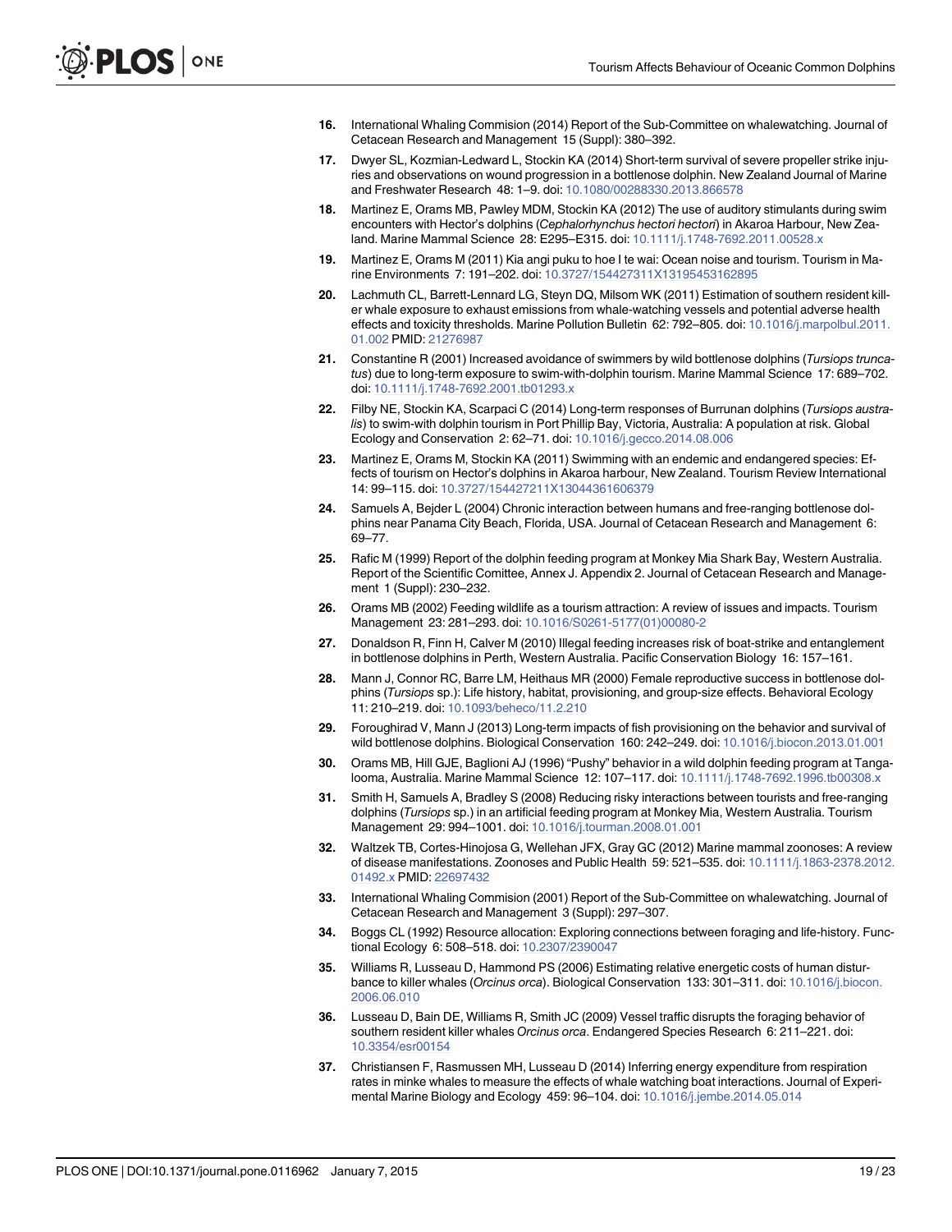16. International Whaling Commision (2014) Report of the Sub-Committee on whalewatching. Journal of Cetacean Research and Management 15 (Suppl): 380–392.
17. Dwyer SL, Kozmian-Ledward L, Stockin KA (2014) Short-term survival of severe propeller strike injuries and observations on wound progression in a bottlenose dolphin. New Zealand Journal of Marine and Freshwater Research 48: 1–9. doi: 10.1080/00288330.2013.866578
18. Martinez E, Orams MB, Pawley MDM, Stockin KA (2012) The use of auditory stimulants during swim encounters with Hector's dolphins (*Cephalorhynchus hectori hectori*) in Akaroa Harbour, New Zealand. Marine Mammal Science 28: E295–E315. doi: 10.1111/j.1748-7692.2011.00528.x
19. Martinez E, Orams M (2011) Kia angi puku to hoe I te wai: Ocean noise and tourism. Tourism in Marine Environments 7: 191–202. doi: 10.3727/154427311X13195453162895
20. Lachmuth CL, Barrett-Lennard LG, Steyn DQ, Milsom WK (2011) Estimation of southern resident killer whale exposure to exhaust emissions from whale-watching vessels and potential adverse health effects and toxicity thresholds. Marine Pollution Bulletin 62: 792–805. doi: 10.1016/j.marpolbul.2011.01.002 PMID: 21276987
21. Constantine R (2001) Increased avoidance of swimmers by wild bottlenose dolphins (*Tursiops truncatus*) due to long-term exposure to swim-with-dolphin tourism. Marine Mammal Science 17: 689–702. doi: 10.1111/j.1748-7692.2001.tb01293.x
22. Filby NE, Stockin KA, Scarpaci C (2014) Long-term responses of Burrunan dolphins (*Tursiops australis*) to swim-with dolphin tourism in Port Phillip Bay, Victoria, Australia: A population at risk. Global Ecology and Conservation 2: 62–71. doi: 10.1016/j.gecco.2014.08.006
23. Martinez E, Orams M, Stockin KA (2011) Swimming with an endemic and endangered species: Effects of tourism on Hector's dolphins in Akaroa harbour, New Zealand. Tourism Review International 14: 99–115. doi: 10.3727/154427211X13044361606379
24. Samuels A, Bejder L (2004) Chronic interaction between humans and free-ranging bottlenose dolphins near Panama City Beach, Florida, USA. Journal of Cetacean Research and Management 6: 69–77.
25. Rafic M (1999) Report of the dolphin feeding program at Monkey Mia Shark Bay, Western Australia. Report of the Scientific Comittee, Annex J. Appendix 2. Journal of Cetacean Research and Management 1 (Suppl): 230–232.
26. Orams MB (2002) Feeding wildlife as a tourism attraction: A review of issues and impacts. Tourism Management 23: 281–293. doi: 10.1016/S0261-5177(01)00080-2
27. Donaldson R, Finn H, Calver M (2010) Illegal feeding increases risk of boat-strike and entanglement in bottlenose dolphins in Perth, Western Australia. Pacific Conservation Biology 16: 157–161.
28. Mann J, Connor RC, Barre LM, Heithaus MR (2000) Female reproductive success in bottlenose dolphins (*Tursiops* sp.): Life history, habitat, provisioning, and group-size effects. Behavioral Ecology 11: 210–219. doi: 10.1093/beheco/11.2.210
29. Foroughirad V, Mann J (2013) Long-term impacts of fish provisioning on the behavior and survival of wild bottlenose dolphins. Biological Conservation 160: 242–249. doi: 10.1016/j.biocon.2013.01.001
30. Orams MB, Hill GJE, Baglioni AJ (1996) "Pushy" behavior in a wild dolphin feeding program at Tangalooma, Australia. Marine Mammal Science 12: 107–117. doi: 10.1111/j.1748-7692.1996.tb00308.x
31. Smith H, Samuels A, Bradley S (2008) Reducing risky interactions between tourists and free-ranging dolphins (*Tursiops* sp.) in an artificial feeding program at Monkey Mia, Western Australia. Tourism Management 29: 994–1001. doi: 10.1016/j.tourman.2008.01.001
32. Waltzek TB, Cortes-Hinojosa G, Wellehan JFX, Gray GC (2012) Marine mammal zoonoses: A review of disease manifestations. Zoonoses and Public Health 59: 521–535. doi: 10.1111/j.1863-2378.2012.01492.x PMID: 22697432
33. International Whaling Commision (2001) Report of the Sub-Committee on whalewatching. Journal of Cetacean Research and Management 3 (Suppl): 297–307.
34. Boggs CL (1992) Resource allocation: Exploring connections between foraging and life-history. Functional Ecology 6: 508–518. doi: 10.2307/2390047
35. Williams R, Lusseau D, Hammond PS (2006) Estimating relative energetic costs of human disturbance to killer whales (*Orcinus orca*). Biological Conservation 133: 301–311. doi: 10.1016/j.biocon.2006.06.010
36. Lusseau D, Bain DE, Williams R, Smith JC (2009) Vessel traffic disrupts the foraging behavior of southern resident killer whales *Orcinus orca*. Endangered Species Research 6: 211–221. doi: 10.3354/esr00154
37. Christiansen F, Rasmussen MH, Lusseau D (2014) Inferring energy expenditure from respiration rates in minke whales to measure the effects of whale watching boat interactions. Journal of Experimental Marine Biology and Ecology 459: 96–104. doi: 10.1016/j.jembe.2014.05.014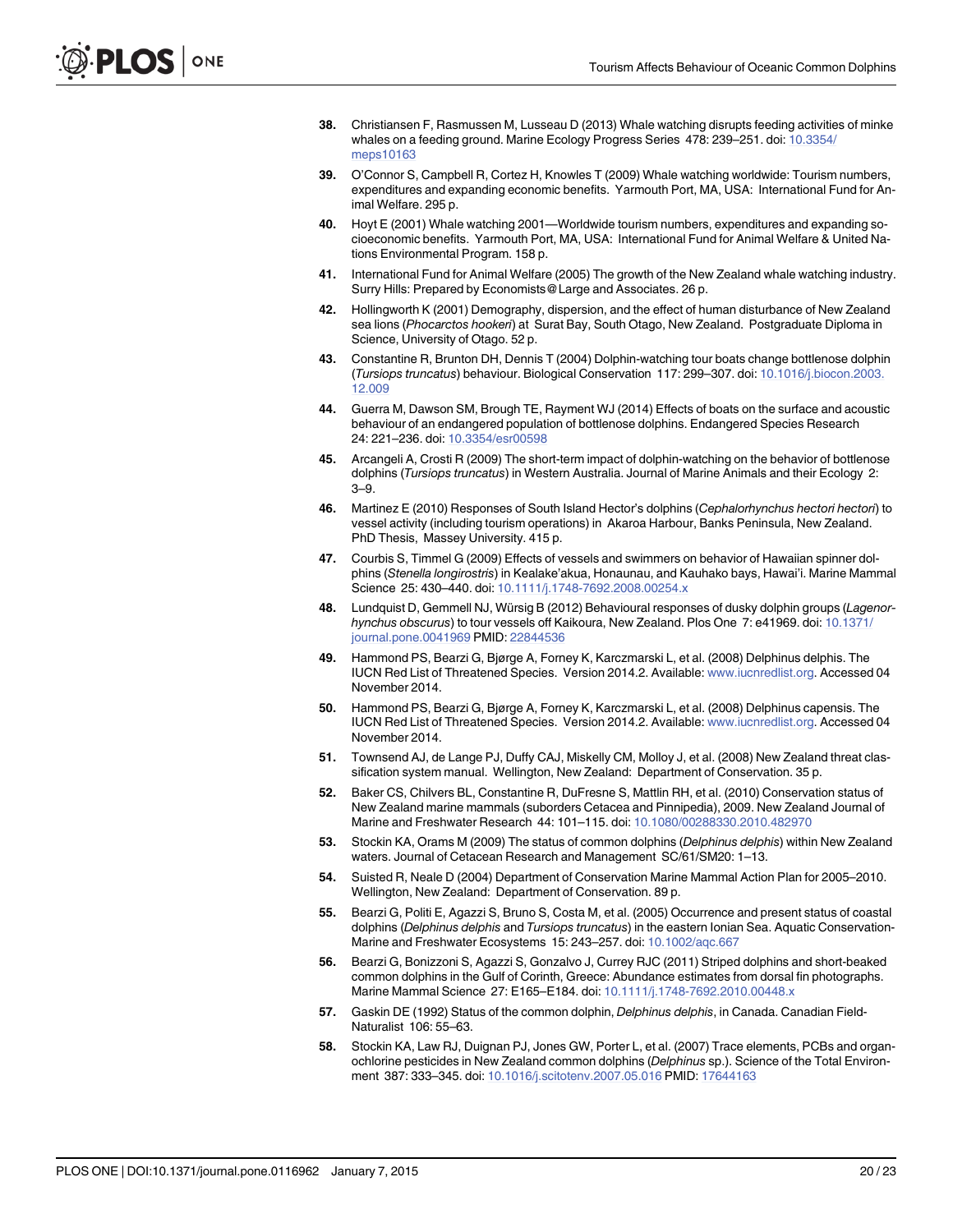38. Christiansen F, Rasmussen M, Lusseau D (2013) Whale watching disrupts feeding activities of minke whales on a feeding ground. Marine Ecology Progress Series 478: 239–251. doi: 10.3354/meps10163

39. O'Connor S, Campbell R, Cortez H, Knowles T (2009) Whale watching worldwide: Tourism numbers, expenditures and expanding economic benefits. Yarmouth Port, MA, USA: International Fund for Animal Welfare. 295 p.

40. Hoyt E (2001) Whale watching 2001—Worldwide tourism numbers, expenditures and expanding socioeconomic benefits. Yarmouth Port, MA, USA: International Fund for Animal Welfare & United Nations Environmental Program. 158 p.

41. International Fund for Animal Welfare (2005) The growth of the New Zealand whale watching industry. Surry Hills: Prepared by Economists@Large and Associates. 26 p.

42. Hollingworth K (2001) Demography, dispersion, and the effect of human disturbance of New Zealand sea lions (*Phocarctos hookeri*) at Surat Bay, South Otago, New Zealand. Postgraduate Diploma in Science, University of Otago. 52 p.

43. Constantine R, Brunton DH, Dennis T (2004) Dolphin-watching tour boats change bottlenose dolphin (*Tursiops truncatus*) behaviour. Biological Conservation 117: 299–307. doi: 10.1016/j.biocon.2003.12.009

44. Guerra M, Dawson SM, Brough TE, Rayment WJ (2014) Effects of boats on the surface and acoustic behaviour of an endangered population of bottlenose dolphins. Endangered Species Research 24: 221–236. doi: 10.3354/esr00598

45. Arcangeli A, Crosti R (2009) The short-term impact of dolphin-watching on the behavior of bottlenose dolphins (*Tursiops truncatus*) in Western Australia. Journal of Marine Animals and their Ecology 2: 3–9.

46. Martinez E (2010) Responses of South Island Hector's dolphins (*Cephalorhynchus hectori hectori*) to vessel activity (including tourism operations) in Akaroa Harbour, Banks Peninsula, New Zealand. PhD Thesis, Massey University. 415 p.

47. Courbis S, Timmel G (2009) Effects of vessels and swimmers on behavior of Hawaiian spinner dolphins (*Stenella longirostris*) in Kealake'akua, Honaunau, and Kauhako bays, Hawai'i. Marine Mammal Science 25: 430–440. doi: 10.1111/j.1748-7692.2008.00254.x

48. Lundquist D, Gemmell NJ, Würsig B (2012) Behavioural responses of dusky dolphin groups (*Lagenorhynchus obscurus*) to tour vessels off Kaikoura, New Zealand. Plos One 7: e41969. doi: 10.1371/journal.pone.0041969 PMID: 22844536

49. Hammond PS, Bearzi G, Bjørge A, Forney K, Karczmarski L, et al. (2008) Delphinus delphis. The IUCN Red List of Threatened Species. Version 2014.2. Available: www.iucnredlist.org. Accessed 04 November 2014.

50. Hammond PS, Bearzi G, Bjørge A, Forney K, Karczmarski L, et al. (2008) Delphinus capensis. The IUCN Red List of Threatened Species. Version 2014.2. Available: www.iucnredlist.org. Accessed 04 November 2014.

51. Townsend AJ, de Lange PJ, Duffy CAJ, Miskelly CM, Molloy J, et al. (2008) New Zealand threat classification system manual. Wellington, New Zealand: Department of Conservation. 35 p.

52. Baker CS, Chilvers BL, Constantine R, DuFresne S, Mattlin RH, et al. (2010) Conservation status of New Zealand marine mammals (suborders Cetacea and Pinnipedia), 2009. New Zealand Journal of Marine and Freshwater Research 44: 101–115. doi: 10.1080/00288330.2010.482970

53. Stockin KA, Orams M (2009) The status of common dolphins (*Delphinus delphis*) within New Zealand waters. Journal of Cetacean Research and Management SC/61/SM20: 1–13.

54. Suisted R, Neale D (2004) Department of Conservation Marine Mammal Action Plan for 2005–2010. Wellington, New Zealand: Department of Conservation. 89 p.

55. Bearzi G, Politi E, Agazzi S, Bruno S, Costa M, et al. (2005) Occurrence and present status of coastal dolphins (*Delphinus delphis* and *Tursiops truncatus*) in the eastern Ionian Sea. Aquatic Conservation-Marine and Freshwater Ecosystems 15: 243–257. doi: 10.1002/aqc.667

56. Bearzi G, Bonizzoni S, Agazzi S, Gonzalvo J, Currey RJC (2011) Striped dolphins and short-beaked common dolphins in the Gulf of Corinth, Greece: Abundance estimates from dorsal fin photographs. Marine Mammal Science 27: E165–E184. doi: 10.1111/j.1748-7692.2010.00448.x

57. Gaskin DE (1992) Status of the common dolphin, *Delphinus delphis*, in Canada. Canadian Field-Naturalist 106: 55–63.

58. Stockin KA, Law RJ, Duignan PJ, Jones GW, Porter L, et al. (2007) Trace elements, PCBs and organochlorine pesticides in New Zealand common dolphins (*Delphinus* sp.). Science of the Total Environment 387: 333–345. doi: 10.1016/j.scitotenv.2007.05.016 PMID: 17644163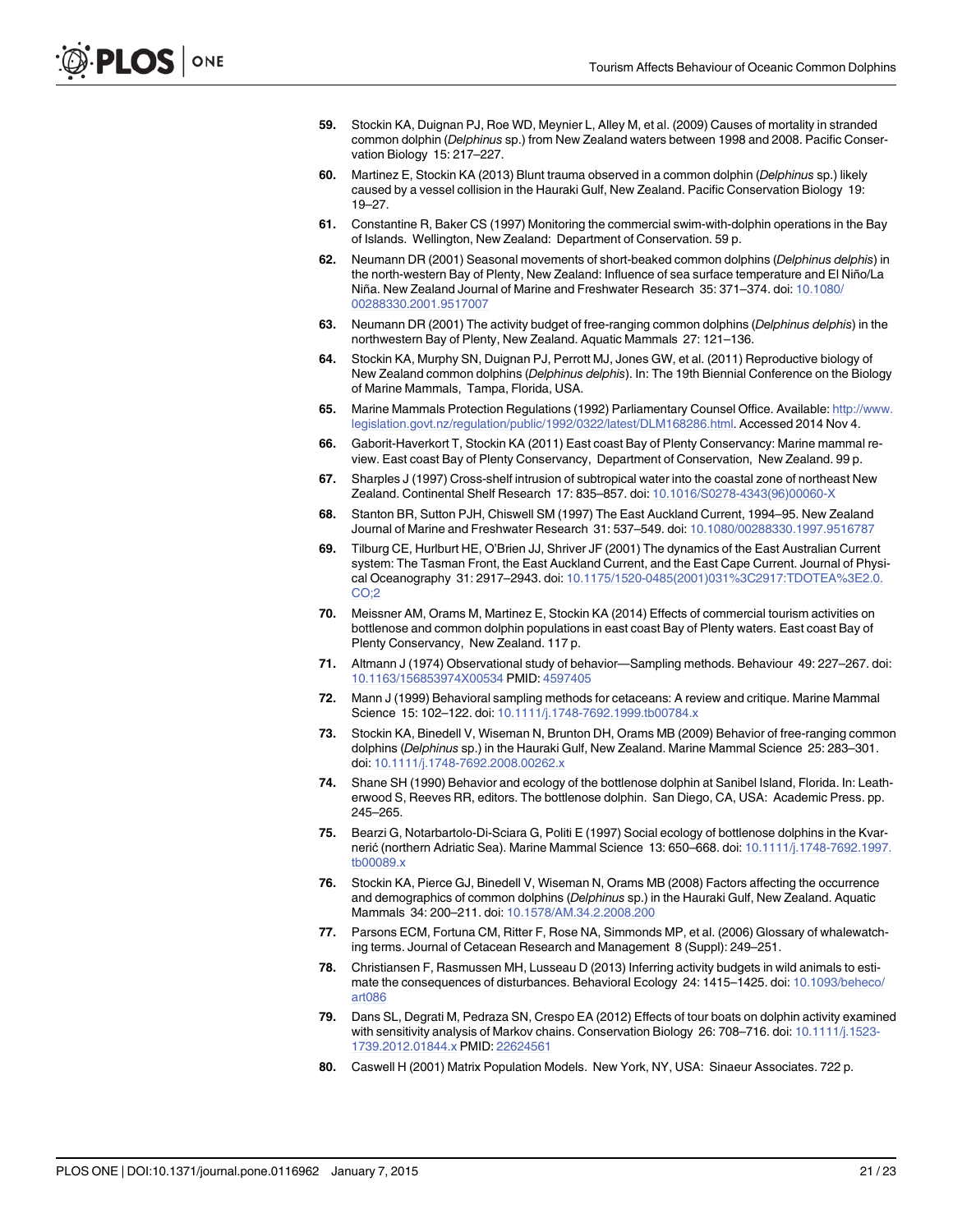59. Stockin KA, Duignan PJ, Roe WD, Meynier L, Alley M, et al. (2009) Causes of mortality in stranded common dolphin (*Delphinus* sp.) from New Zealand waters between 1998 and 2008. Pacific Conservation Biology 15: 217–227.

60. Martinez E, Stockin KA (2013) Blunt trauma observed in a common dolphin (*Delphinus* sp.) likely caused by a vessel collision in the Hauraki Gulf, New Zealand. Pacific Conservation Biology 19: 19–27.

61. Constantine R, Baker CS (1997) Monitoring the commercial swim-with-dolphin operations in the Bay of Islands. Wellington, New Zealand: Department of Conservation. 59 p.

62. Neumann DR (2001) Seasonal movements of short-beaked common dolphins (*Delphinus delphis*) in the north-western Bay of Plenty, New Zealand: Influence of sea surface temperature and El Niño/La Niña. New Zealand Journal of Marine and Freshwater Research 35: 371–374. doi: 10.1080/00288330.2001.9517007

63. Neumann DR (2001) The activity budget of free-ranging common dolphins (*Delphinus delphis*) in the northwestern Bay of Plenty, New Zealand. Aquatic Mammals 27: 121–136.

64. Stockin KA, Murphy SN, Duignan PJ, Perrott MJ, Jones GW, et al. (2011) Reproductive biology of New Zealand common dolphins (*Delphinus delphis*). In: The 19th Biennial Conference on the Biology of Marine Mammals, Tampa, Florida, USA.

65. Marine Mammals Protection Regulations (1992) Parliamentary Counsel Office. Available: http://www.legislation.govt.nz/regulation/public/1992/0322/latest/DLM168286.html. Accessed 2014 Nov 4.

66. Gaborit-Haverkort T, Stockin KA (2011) East coast Bay of Plenty Conservancy: Marine mammal review. East coast Bay of Plenty Conservancy, Department of Conservation, New Zealand. 99 p.

67. Sharples J (1997) Cross-shelf intrusion of subtropical water into the coastal zone of northeast New Zealand. Continental Shelf Research 17: 835–857. doi: 10.1016/S0278-4343(96)00060-X

68. Stanton BR, Sutton PJH, Chiswell SM (1997) The East Auckland Current, 1994–95. New Zealand Journal of Marine and Freshwater Research 31: 537–549. doi: 10.1080/00288330.1997.9516787

69. Tilburg CE, Hurlburt HE, O'Brien JJ, Shriver JF (2001) The dynamics of the East Australian Current system: The Tasman Front, the East Auckland Current, and the East Cape Current. Journal of Physical Oceanography 31: 2917–2943. doi: 10.1175/1520-0485(2001)031%3C2917:TDOTEA%3E2.0.CO;2

70. Meissner AM, Orams M, Martinez E, Stockin KA (2014) Effects of commercial tourism activities on bottlenose and common dolphin populations in east coast Bay of Plenty waters. East coast Bay of Plenty Conservancy, New Zealand. 117 p.

71. Altmann J (1974) Observational study of behavior—Sampling methods. Behaviour 49: 227–267. doi: 10.1163/156853974X00534 PMID: 4597405

72. Mann J (1999) Behavioral sampling methods for cetaceans: A review and critique. Marine Mammal Science 15: 102–122. doi: 10.1111/j.1748-7692.1999.tb00784.x

73. Stockin KA, Binedell V, Wiseman N, Brunton DH, Orams MB (2009) Behavior of free-ranging common dolphins (*Delphinus* sp.) in the Hauraki Gulf, New Zealand. Marine Mammal Science 25: 283–301. doi: 10.1111/j.1748-7692.2008.00262.x

74. Shane SH (1990) Behavior and ecology of the bottlenose dolphin at Sanibel Island, Florida. In: Leatherwood S, Reeves RR, editors. The bottlenose dolphin. San Diego, CA, USA: Academic Press. pp. 245–265.

75. Bearzi G, Notarbartolo-Di-Sciara G, Politi E (1997) Social ecology of bottlenose dolphins in the Kvarnerić (northern Adriatic Sea). Marine Mammal Science 13: 650–668. doi: 10.1111/j.1748-7692.1997.tb00089.x

76. Stockin KA, Pierce GJ, Binedell V, Wiseman N, Orams MB (2008) Factors affecting the occurrence and demographics of common dolphins (*Delphinus* sp.) in the Hauraki Gulf, New Zealand. Aquatic Mammals 34: 200–211. doi: 10.1578/AM.34.2.2008.200

77. Parsons ECM, Fortuna CM, Ritter F, Rose NA, Simmonds MP, et al. (2006) Glossary of whalewatching terms. Journal of Cetacean Research and Management 8 (Suppl): 249–251.

78. Christiansen F, Rasmussen MH, Lusseau D (2013) Inferring activity budgets in wild animals to estimate the consequences of disturbances. Behavioral Ecology 24: 1415–1425. doi: 10.1093/beheco/art086

79. Dans SL, Degrati M, Pedraza SN, Crespo EA (2012) Effects of tour boats on dolphin activity examined with sensitivity analysis of Markov chains. Conservation Biology 26: 708–716. doi: 10.1111/j.1523-1739.2012.01844.x PMID: 22624561

80. Caswell H (2001) Matrix Population Models. New York, NY, USA: Sinaeur Associates. 722 p.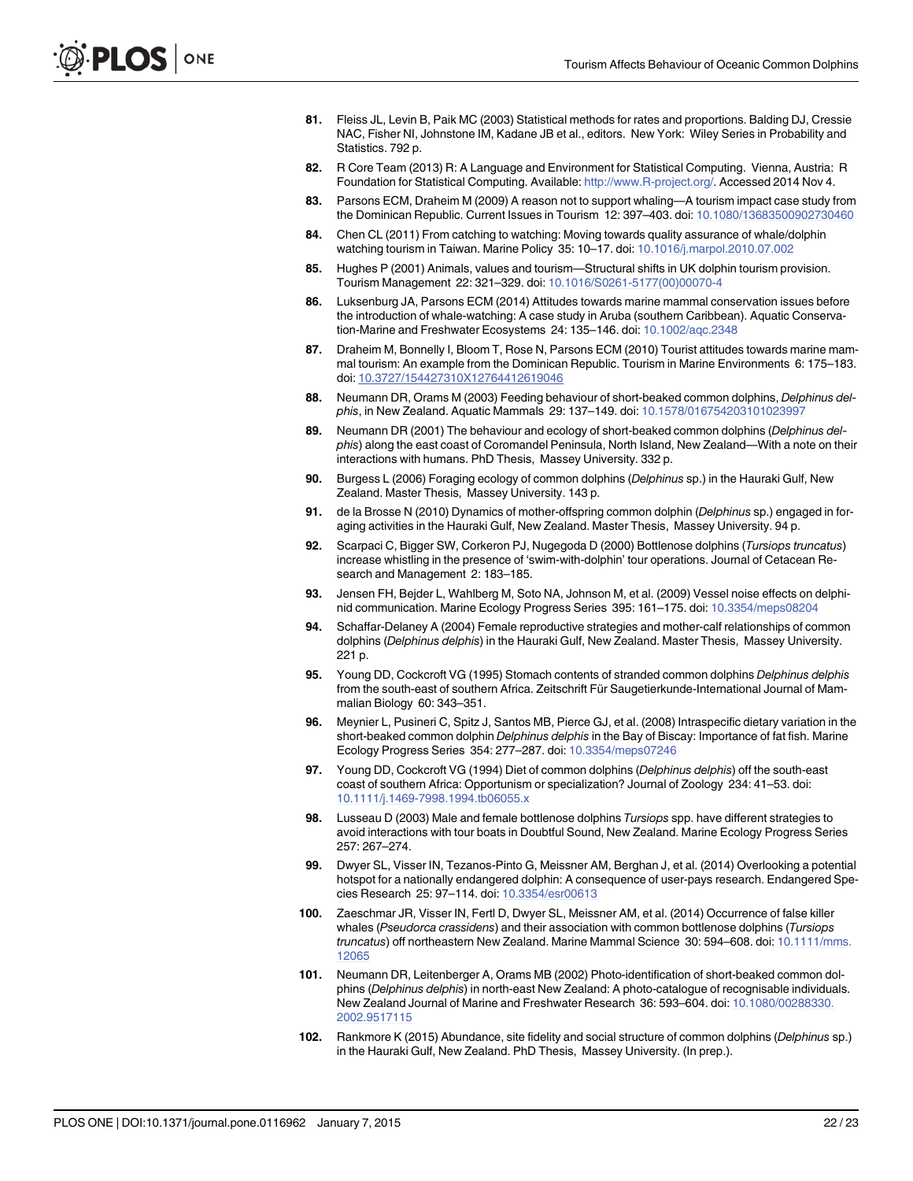81. Fleiss JL, Levin B, Paik MC (2003) Statistical methods for rates and proportions. Balding DJ, Cressie NAC, Fisher NI, Johnstone IM, Kadane JB et al., editors. New York: Wiley Series in Probability and Statistics. 792 p.
82. R Core Team (2013) R: A Language and Environment for Statistical Computing. Vienna, Austria: R Foundation for Statistical Computing. Available: http://www.R-project.org/. Accessed 2014 Nov 4.
83. Parsons ECM, Draheim M (2009) A reason not to support whaling—A tourism impact case study from the Dominican Republic. Current Issues in Tourism 12: 397–403. doi: 10.1080/13683500902730460
84. Chen CL (2011) From catching to watching: Moving towards quality assurance of whale/dolphin watching tourism in Taiwan. Marine Policy 35: 10–17. doi: 10.1016/j.marpol.2010.07.002
85. Hughes P (2001) Animals, values and tourism—Structural shifts in UK dolphin tourism provision. Tourism Management 22: 321–329. doi: 10.1016/S0261-5177(00)00070-4
86. Luksenburg JA, Parsons ECM (2014) Attitudes towards marine mammal conservation issues before the introduction of whale-watching: A case study in Aruba (southern Caribbean). Aquatic Conservation-Marine and Freshwater Ecosystems 24: 135–146. doi: 10.1002/aqc.2348
87. Draheim M, Bonnelly I, Bloom T, Rose N, Parsons ECM (2010) Tourist attitudes towards marine mammal tourism: An example from the Dominican Republic. Tourism in Marine Environments 6: 175–183. doi: 10.3727/154427310X12764412619046
88. Neumann DR, Orams M (2003) Feeding behaviour of short-beaked common dolphins, *Delphinus delphis*, in New Zealand. Aquatic Mammals 29: 137–149. doi: 10.1578/016754203101023997
89. Neumann DR (2001) The behaviour and ecology of short-beaked common dolphins (*Delphinus delphis*) along the east coast of Coromandel Peninsula, North Island, New Zealand—With a note on their interactions with humans. PhD Thesis, Massey University. 332 p.
90. Burgess L (2006) Foraging ecology of common dolphins (*Delphinus* sp.) in the Hauraki Gulf, New Zealand. Master Thesis, Massey University. 143 p.
91. de la Brosse N (2010) Dynamics of mother-offspring common dolphin (*Delphinus* sp.) engaged in foraging activities in the Hauraki Gulf, New Zealand. Master Thesis, Massey University. 94 p.
92. Scarpaci C, Bigger SW, Corkeron PJ, Nugegoda D (2000) Bottlenose dolphins (*Tursiops truncatus*) increase whistling in the presence of 'swim-with-dolphin' tour operations. Journal of Cetacean Research and Management 2: 183–185.
93. Jensen FH, Bejder L, Wahlberg M, Soto NA, Johnson M, et al. (2009) Vessel noise effects on delphinid communication. Marine Ecology Progress Series 395: 161–175. doi: 10.3354/meps08204
94. Schaffar-Delaney A (2004) Female reproductive strategies and mother-calf relationships of common dolphins (*Delphinus delphis*) in the Hauraki Gulf, New Zealand. Master Thesis, Massey University. 221 p.
95. Young DD, Cockcroft VG (1995) Stomach contents of stranded common dolphins *Delphinus delphis* from the south-east of southern Africa. Zeitschrift Für Saugetierkunde-International Journal of Mammalian Biology 60: 343–351.
96. Meynier L, Pusineri C, Spitz J, Santos MB, Pierce GJ, et al. (2008) Intraspecific dietary variation in the short-beaked common dolphin *Delphinus delphis* in the Bay of Biscay: Importance of fat fish. Marine Ecology Progress Series 354: 277–287. doi: 10.3354/meps07246
97. Young DD, Cockcroft VG (1994) Diet of common dolphins (*Delphinus delphis*) off the south-east coast of southern Africa: Opportunism or specialization? Journal of Zoology 234: 41–53. doi: 10.1111/j.1469-7998.1994.tb06055.x
98. Lusseau D (2003) Male and female bottlenose dolphins *Tursiops* spp. have different strategies to avoid interactions with tour boats in Doubtful Sound, New Zealand. Marine Ecology Progress Series 257: 267–274.
99. Dwyer SL, Visser IN, Tezanos-Pinto G, Meissner AM, Berghan J, et al. (2014) Overlooking a potential hotspot for a nationally endangered dolphin: A consequence of user-pays research. Endangered Species Research 25: 97–114. doi: 10.3354/esr00613
100. Zaeschmar JR, Visser IN, Fertl D, Dwyer SL, Meissner AM, et al. (2014) Occurrence of false killer whales (*Pseudorca crassidens*) and their association with common bottlenose dolphins (*Tursiops truncatus*) off northeastern New Zealand. Marine Mammal Science 30: 594–608. doi: 10.1111/mms.12065
101. Neumann DR, Leitenberger A, Orams MB (2002) Photo-identification of short-beaked common dolphins (*Delphinus delphis*) in north-east New Zealand: A photo-catalogue of recognisable individuals. New Zealand Journal of Marine and Freshwater Research 36: 593–604. doi: 10.1080/00288330.2002.9517115
102. Rankmore K (2015) Abundance, site fidelity and social structure of common dolphins (*Delphinus* sp.) in the Hauraki Gulf, New Zealand. PhD Thesis, Massey University. (In prep.).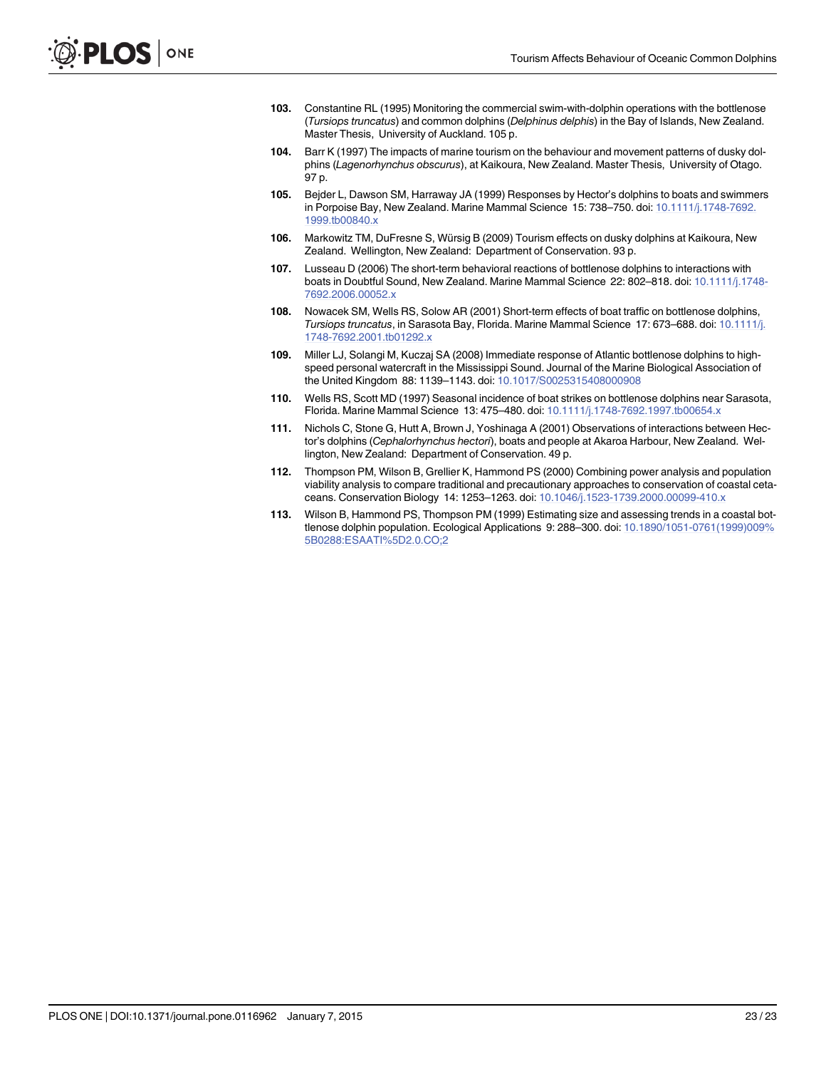103. Constantine RL (1995) Monitoring the commercial swim-with-dolphin operations with the bottlenose (*Tursiops truncatus*) and common dolphins (*Delphinus delphis*) in the Bay of Islands, New Zealand. Master Thesis, University of Auckland. 105 p.

104. Barr K (1997) The impacts of marine tourism on the behaviour and movement patterns of dusky dolphins (*Lagenorhynchus obscurus*), at Kaikoura, New Zealand. Master Thesis, University of Otago. 97 p.

105. Bejder L, Dawson SM, Harraway JA (1999) Responses by Hector's dolphins to boats and swimmers in Porpoise Bay, New Zealand. Marine Mammal Science 15: 738–750. doi: 10.1111/j.1748-7692.1999.tb00840.x

106. Markowitz TM, DuFresne S, Würsig B (2009) Tourism effects on dusky dolphins at Kaikoura, New Zealand. Wellington, New Zealand: Department of Conservation. 93 p.

107. Lusseau D (2006) The short-term behavioral reactions of bottlenose dolphins to interactions with boats in Doubtful Sound, New Zealand. Marine Mammal Science 22: 802–818. doi: 10.1111/j.1748-7692.2006.00052.x

108. Nowacek SM, Wells RS, Solow AR (2001) Short-term effects of boat traffic on bottlenose dolphins, *Tursiops truncatus*, in Sarasota Bay, Florida. Marine Mammal Science 17: 673–688. doi: 10.1111/j.1748-7692.2001.tb01292.x

109. Miller LJ, Solangi M, Kuczaj SA (2008) Immediate response of Atlantic bottlenose dolphins to high-speed personal watercraft in the Mississippi Sound. Journal of the Marine Biological Association of the United Kingdom 88: 1139–1143. doi: 10.1017/S0025315408000908

110. Wells RS, Scott MD (1997) Seasonal incidence of boat strikes on bottlenose dolphins near Sarasota, Florida. Marine Mammal Science 13: 475–480. doi: 10.1111/j.1748-7692.1997.tb00654.x

111. Nichols C, Stone G, Hutt A, Brown J, Yoshinaga A (2001) Observations of interactions between Hector's dolphins (*Cephalorhynchus hectori*), boats and people at Akaroa Harbour, New Zealand. Wellington, New Zealand: Department of Conservation. 49 p.

112. Thompson PM, Wilson B, Grellier K, Hammond PS (2000) Combining power analysis and population viability analysis to compare traditional and precautionary approaches to conservation of coastal cetaceans. Conservation Biology 14: 1253–1263. doi: 10.1046/j.1523-1739.2000.00099-410.x

113. Wilson B, Hammond PS, Thompson PM (1999) Estimating size and assessing trends in a coastal bottlenose dolphin population. Ecological Applications 9: 288–300. doi: 10.1890/1051-0761(1999)009%5B0288:ESAATI%5D2.0.CO;2